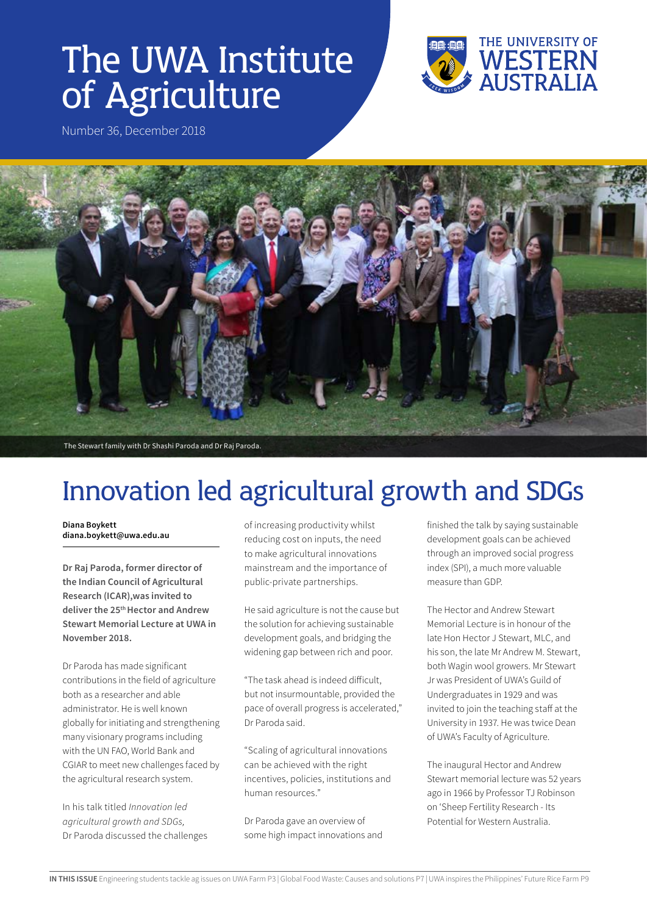# The UWA Institute of Agriculture

Number 36, December 2018

The Stewart family with Dr Shashi Paroda and Dr Raj Paroda.

## Innovation led agricultural growth and SDGs

**Diana Boykett**
**diana.boykett@uwa.edu.au**

**Dr Raj Paroda, former director of the Indian Council of Agricultural Research (ICAR), was invited to deliver the 25th Hector and Andrew Stewart Memorial Lecture at UWA in November 2018.**

Dr Paroda has made significant contributions in the field of agriculture both as a researcher and able administrator. He is well known globally for initiating and strengthening many visionary programs including with the UN FAO, World Bank and CGIAR to meet new challenges faced by the agricultural research system.

In his talk titled *Innovation led agricultural growth and SDGs,* Dr Paroda discussed the challenges of increasing productivity whilst reducing cost on inputs, the need to make agricultural innovations mainstream and the importance of public-private partnerships.

He said agriculture is not the cause but the solution for achieving sustainable development goals, and bridging the widening gap between rich and poor.

"The task ahead is indeed difficult, but not insurmountable, provided the pace of overall progress is accelerated," Dr Paroda said.

"Scaling of agricultural innovations can be achieved with the right incentives, policies, institutions and human resources."

Dr Paroda gave an overview of some high impact innovations and finished the talk by saying sustainable development goals can be achieved through an improved social progress index (SPI), a much more valuable measure than GDP.

The Hector and Andrew Stewart Memorial Lecture is in honour of the late Hon Hector J Stewart, MLC, and his son, the late Mr Andrew M. Stewart, both Wagin wool growers. Mr Stewart Jr was President of UWA's Guild of Undergraduates in 1929 and was invited to join the teaching staff at the University in 1937. He was twice Dean of UWA's Faculty of Agriculture.

The inaugural Hector and Andrew Stewart memorial lecture was 52 years ago in 1966 by Professor TJ Robinson on 'Sheep Fertility Research - Its Potential for Western Australia.

**IN THIS ISSUE** Engineering students tackle ag issues on UWA Farm P3 | Global Food Waste: Causes and solutions P7 | UWA inspires the Philippines' Future Rice Farm P9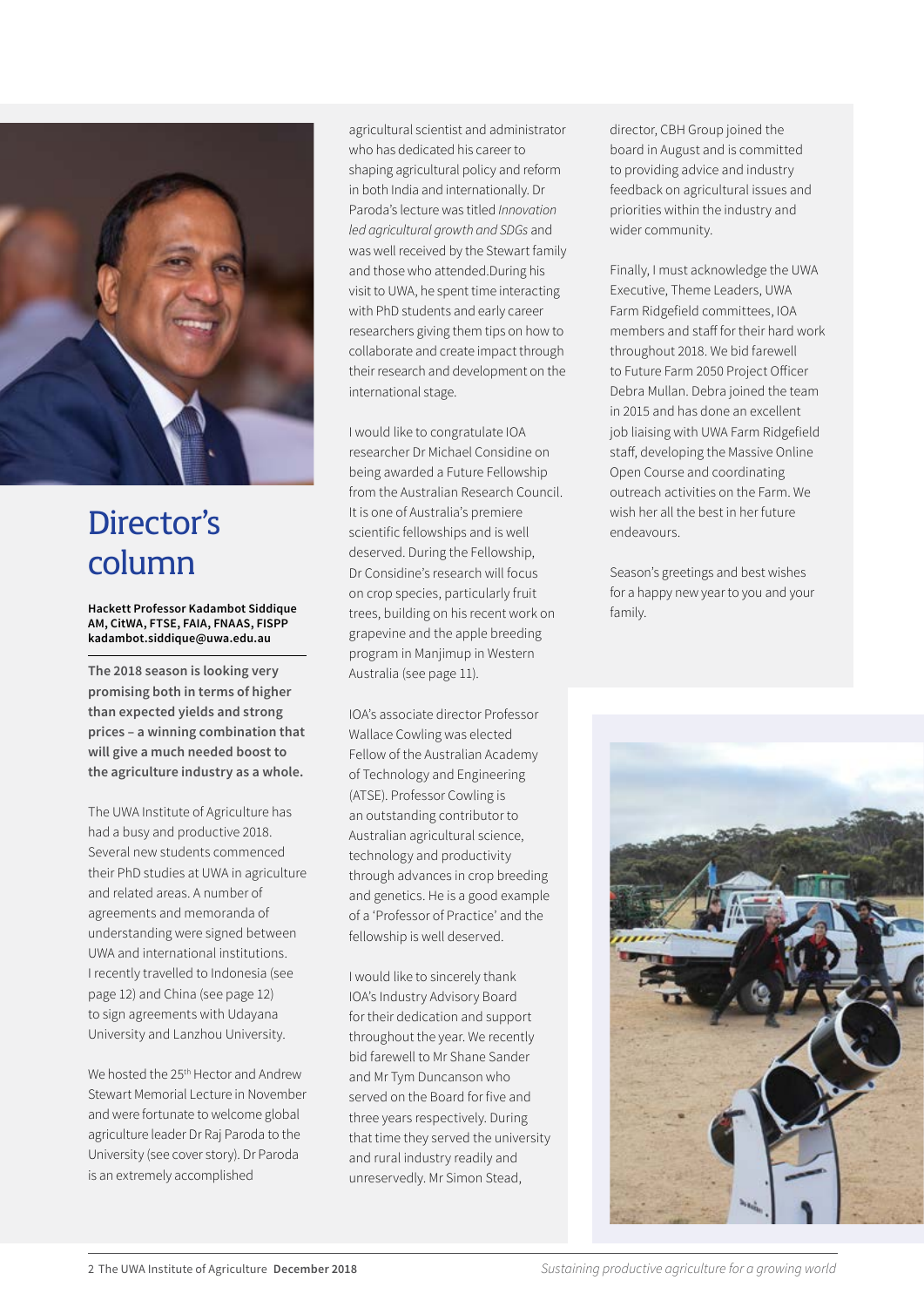# Director's column

**Hackett Professor Kadambot Siddique AM, CitWA, FTSE, FAIA, FNAAS, FISPP**
**kadambot.siddique@uwa.edu.au**

**The 2018 season is looking very promising both in terms of higher than expected yields and strong prices – a winning combination that will give a much needed boost to the agriculture industry as a whole.**

The UWA Institute of Agriculture has had a busy and productive 2018. Several new students commenced their PhD studies at UWA in agriculture and related areas. A number of agreements and memoranda of understanding were signed between UWA and international institutions. I recently travelled to Indonesia (see page 12) and China (see page 12) to sign agreements with Udayana University and Lanzhou University.

We hosted the 25th Hector and Andrew Stewart Memorial Lecture in November and were fortunate to welcome global agriculture leader Dr Raj Paroda to the University (see cover story). Dr Paroda is an extremely accomplished agricultural scientist and administrator who has dedicated his career to shaping agricultural policy and reform in both India and internationally. Dr Paroda's lecture was titled *Innovation led agricultural growth and SDGs* and was well received by the Stewart family and those who attended.During his visit to UWA, he spent time interacting with PhD students and early career researchers giving them tips on how to collaborate and create impact through their research and development on the international stage.

I would like to congratulate IOA researcher Dr Michael Considine on being awarded a Future Fellowship from the Australian Research Council. It is one of Australia's premiere scientific fellowships and is well deserved. During the Fellowship, Dr Considine's research will focus on crop species, particularly fruit trees, building on his recent work on grapevine and the apple breeding program in Manjimup in Western Australia (see page 11).

IOA's associate director Professor Wallace Cowling was elected Fellow of the Australian Academy of Technology and Engineering (ATSE). Professor Cowling is an outstanding contributor to Australian agricultural science, technology and productivity through advances in crop breeding and genetics. He is a good example of a 'Professor of Practice' and the fellowship is well deserved.

I would like to sincerely thank IOA's Industry Advisory Board for their dedication and support throughout the year. We recently bid farewell to Mr Shane Sander and Mr Tym Duncanson who served on the Board for five and three years respectively. During that time they served the university and rural industry readily and unreservedly. Mr Simon Stead, director, CBH Group joined the board in August and is committed to providing advice and industry feedback on agricultural issues and priorities within the industry and wider community.

Finally, I must acknowledge the UWA Executive, Theme Leaders, UWA Farm Ridgefield committees, IOA members and staff for their hard work throughout 2018. We bid farewell to Future Farm 2050 Project Officer Debra Mullan. Debra joined the team in 2015 and has done an excellent job liaising with UWA Farm Ridgefield staff, developing the Massive Online Open Course and coordinating outreach activities on the Farm. We wish her all the best in her future endeavours.

Season's greetings and best wishes for a happy new year to you and your family.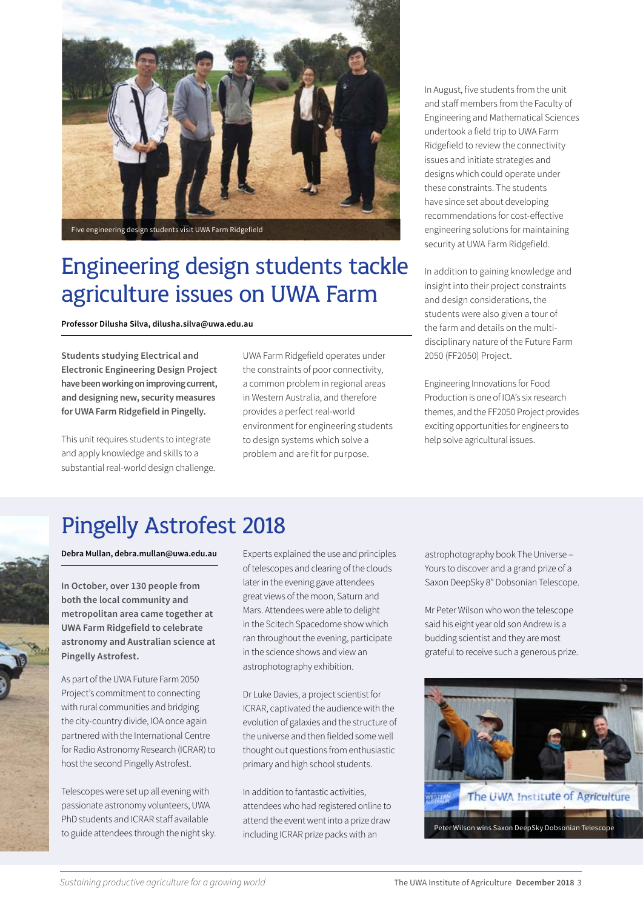Five engineering design students visit UWA Farm Ridgefield

# Engineering design students tackle agriculture issues on UWA Farm

**Professor Dilusha Silva, dilusha.silva@uwa.edu.au**

**Students studying Electrical and Electronic Engineering Design Project have been working on improving current, and designing new, security measures for UWA Farm Ridgefield in Pingelly.**

This unit requires students to integrate and apply knowledge and skills to a substantial real-world design challenge.

UWA Farm Ridgefield operates under the constraints of poor connectivity, a common problem in regional areas in Western Australia, and therefore provides a perfect real-world environment for engineering students to design systems which solve a problem and are fit for purpose.

In August, five students from the unit and staff members from the Faculty of Engineering and Mathematical Sciences undertook a field trip to UWA Farm Ridgefield to review the connectivity issues and initiate strategies and designs which could operate under these constraints. The students have since set about developing recommendations for cost-effective engineering solutions for maintaining security at UWA Farm Ridgefield.

In addition to gaining knowledge and insight into their project constraints and design considerations, the students were also given a tour of the farm and details on the multi-disciplinary nature of the Future Farm 2050 (FF2050) Project.

Engineering Innovations for Food Production is one of IOA's six research themes, and the FF2050 Project provides exciting opportunities for engineers to help solve agricultural issues.

# Pingelly Astrofest 2018

**Debra Mullan, debra.mullan@uwa.edu.au**

**In October, over 130 people from both the local community and metropolitan area came together at UWA Farm Ridgefield to celebrate astronomy and Australian science at Pingelly Astrofest.**

As part of the UWA Future Farm 2050 Project's commitment to connecting with rural communities and bridging the city-country divide, IOA once again partnered with the International Centre for Radio Astronomy Research (ICRAR) to host the second Pingelly Astrofest.

Telescopes were set up all evening with passionate astronomy volunteers, UWA PhD students and ICRAR staff available to guide attendees through the night sky. Experts explained the use and principles of telescopes and clearing of the clouds later in the evening gave attendees great views of the moon, Saturn and Mars. Attendees were able to delight in the Scitech Spacedome show which ran throughout the evening, participate in the science shows and view an astrophotography exhibition.

Dr Luke Davies, a project scientist for ICRAR, captivated the audience with the evolution of galaxies and the structure of the universe and then fielded some well thought out questions from enthusiastic primary and high school students.

In addition to fantastic activities, attendees who had registered online to attend the event went into a prize draw including ICRAR prize packs with an astrophotography book The Universe – Yours to discover and a grand prize of a Saxon DeepSky 8" Dobsonian Telescope.

Mr Peter Wilson who won the telescope said his eight year old son Andrew is a budding scientist and they are most grateful to receive such a generous prize.

Peter Wilson wins Saxon DeepSky Dobsonian Telescope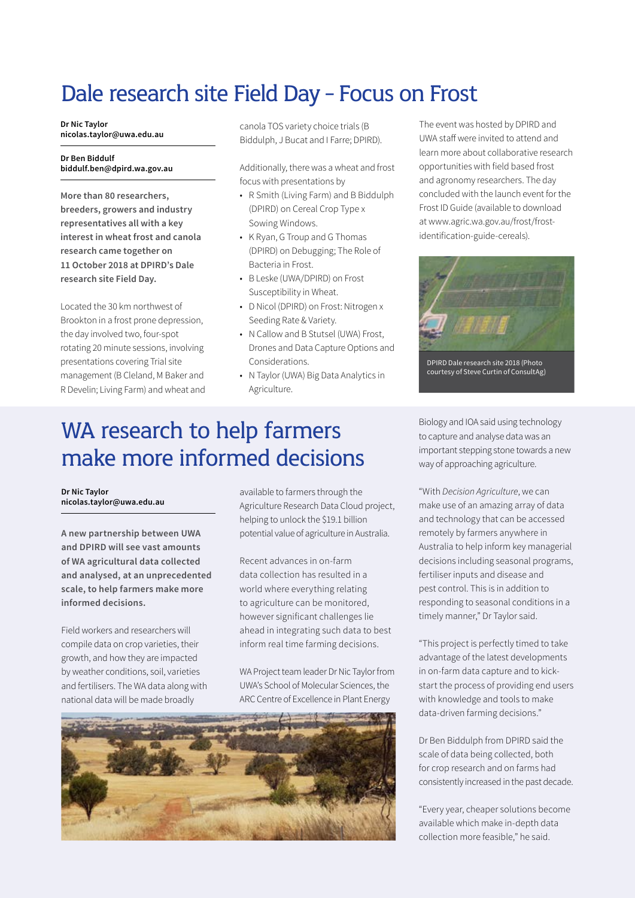# Dale research site Field Day – Focus on Frost

**Dr Nic Taylor**
**nicolas.taylor@uwa.edu.au**

**Dr Ben Biddulf**
**biddulf.ben@dpird.wa.gov.au**

**More than 80 researchers, breeders, growers and industry representatives all with a key interest in wheat frost and canola research came together on 11 October 2018 at DPIRD's Dale research site Field Day.**

Located the 30 km northwest of Brookton in a frost prone depression, the day involved two, four-spot rotating 20 minute sessions, involving presentations covering Trial site management (B Cleland, M Baker and R Develin; Living Farm) and wheat and canola TOS variety choice trials (B Biddulph, J Bucat and I Farre; DPIRD).

Additionally, there was a wheat and frost focus with presentations by

- R Smith (Living Farm) and B Biddulph (DPIRD) on Cereal Crop Type x Sowing Windows.
- K Ryan, G Troup and G Thomas (DPIRD) on Debugging; The Role of Bacteria in Frost.
- B Leske (UWA/DPIRD) on Frost Susceptibility in Wheat.
- D Nicol (DPIRD) on Frost: Nitrogen x Seeding Rate & Variety.
- N Callow and B Stutsel (UWA) Frost, Drones and Data Capture Options and Considerations.
- N Taylor (UWA) Big Data Analytics in Agriculture.

The event was hosted by DPIRD and UWA staff were invited to attend and learn more about collaborative research opportunities with field based frost and agronomy researchers. The day concluded with the launch event for the Frost ID Guide (available to download at www.agric.wa.gov.au/frost/frost-identification-guide-cereals).

DPIRD Dale research site 2018 (Photo courtesy of Steve Curtin of ConsultAg)

# WA research to help farmers make more informed decisions

**Dr Nic Taylor**
**nicolas.taylor@uwa.edu.au**

**A new partnership between UWA and DPIRD will see vast amounts of WA agricultural data collected and analysed, at an unprecedented scale, to help farmers make more informed decisions.**

Field workers and researchers will compile data on crop varieties, their growth, and how they are impacted by weather conditions, soil, varieties and fertilisers. The WA data along with national data will be made broadly available to farmers through the Agriculture Research Data Cloud project, helping to unlock the $19.1 billion potential value of agriculture in Australia.

Recent advances in on-farm data collection has resulted in a world where everything relating to agriculture can be monitored, however significant challenges lie ahead in integrating such data to best inform real time farming decisions.

WA Project team leader Dr Nic Taylor from UWA's School of Molecular Sciences, the ARC Centre of Excellence in Plant Energy Biology and IOA said using technology to capture and analyse data was an important stepping stone towards a new way of approaching agriculture.

"With *Decision Agriculture*, we can make use of an amazing array of data and technology that can be accessed remotely by farmers anywhere in Australia to help inform key managerial decisions including seasonal programs, fertiliser inputs and disease and pest control. This is in addition to responding to seasonal conditions in a timely manner," Dr Taylor said.

"This project is perfectly timed to take advantage of the latest developments in on-farm data capture and to kick-start the process of providing end users with knowledge and tools to make data-driven farming decisions."

Dr Ben Biddulph from DPIRD said the scale of data being collected, both for crop research and on farms had consistently increased in the past decade.

"Every year, cheaper solutions become available which make in-depth data collection more feasible," he said.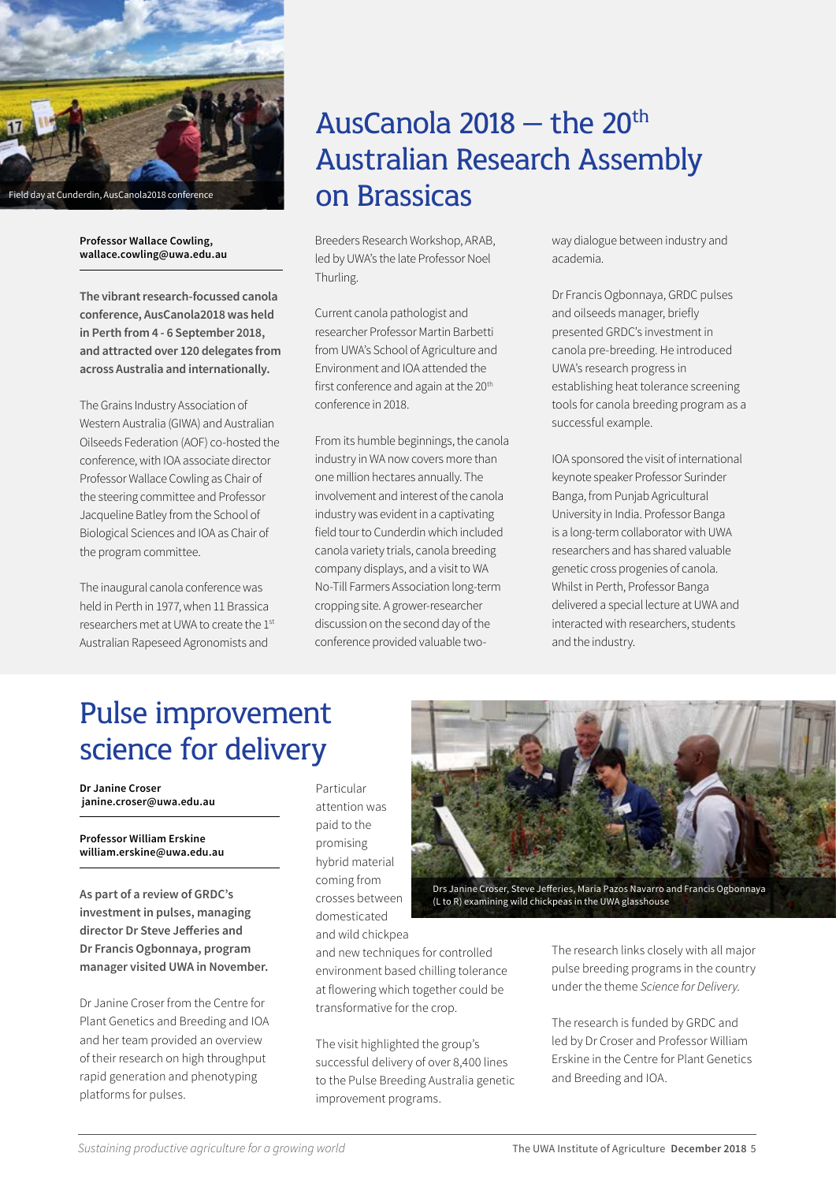Field day at Cunderdin, AusCanola2018 conference

# AusCanola 2018 – the 20th Australian Research Assembly on Brassicas

**Professor Wallace Cowling, wallace.cowling@uwa.edu.au**

**The vibrant research-focussed canola conference, AusCanola2018 was held in Perth from 4 - 6 September 2018, and attracted over 120 delegates from across Australia and internationally.**

The Grains Industry Association of Western Australia (GIWA) and Australian Oilseeds Federation (AOF) co-hosted the conference, with IOA associate director Professor Wallace Cowling as Chair of the steering committee and Professor Jacqueline Batley from the School of Biological Sciences and IOA as Chair of the program committee.

The inaugural canola conference was held in Perth in 1977, when 11 Brassica researchers met at UWA to create the 1st Australian Rapeseed Agronomists and Breeders Research Workshop, ARAB, led by UWA's the late Professor Noel Thurling.

Current canola pathologist and researcher Professor Martin Barbetti from UWA's School of Agriculture and Environment and IOA attended the first conference and again at the 20th conference in 2018.

From its humble beginnings, the canola industry in WA now covers more than one million hectares annually. The involvement and interest of the canola industry was evident in a captivating field tour to Cunderdin which included canola variety trials, canola breeding company displays, and a visit to WA No-Till Farmers Association long-term cropping site. A grower-researcher discussion on the second day of the conference provided valuable two-way dialogue between industry and academia.

Dr Francis Ogbonnaya, GRDC pulses and oilseeds manager, briefly presented GRDC's investment in canola pre-breeding. He introduced UWA's research progress in establishing heat tolerance screening tools for canola breeding program as a successful example.

IOA sponsored the visit of international keynote speaker Professor Surinder Banga, from Punjab Agricultural University in India. Professor Banga is a long-term collaborator with UWA researchers and has shared valuable genetic cross progenies of canola. Whilst in Perth, Professor Banga delivered a special lecture at UWA and interacted with researchers, students and the industry.

# Pulse improvement science for delivery

**Dr Janine Croser janine.croser@uwa.edu.au**

**Professor William Erskine william.erskine@uwa.edu.au**

**As part of a review of GRDC's investment in pulses, managing director Dr Steve Jefferies and Dr Francis Ogbonnaya, program manager visited UWA in November.**

Dr Janine Croser from the Centre for Plant Genetics and Breeding and IOA and her team provided an overview of their research on high throughput rapid generation and phenotyping platforms for pulses.

Particular attention was paid to the promising hybrid material coming from crosses between domesticated and wild chickpea and new techniques for controlled environment based chilling tolerance at flowering which together could be transformative for the crop.

Drs Janine Croser, Steve Jefferies, Maria Pazos Navarro and Francis Ogbonnaya (L to R) examining wild chickpeas in the UWA glasshouse

The visit highlighted the group's successful delivery of over 8,400 lines to the Pulse Breeding Australia genetic improvement programs.

The research links closely with all major pulse breeding programs in the country under the theme *Science for Delivery.*

The research is funded by GRDC and led by Dr Croser and Professor William Erskine in the Centre for Plant Genetics and Breeding and IOA.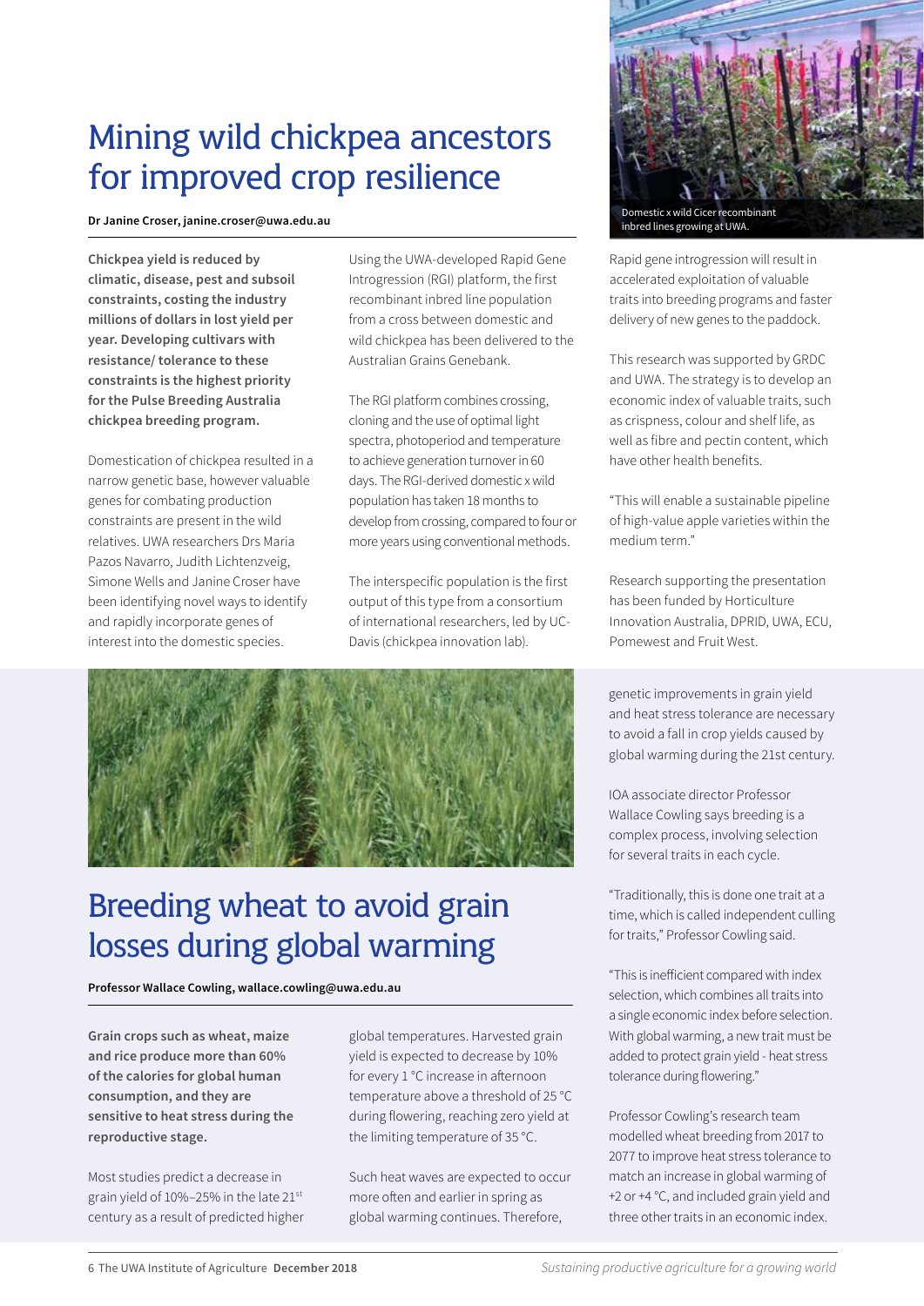# Mining wild chickpea ancestors for improved crop resilience

**Dr Janine Croser, janine.croser@uwa.edu.au**

**Chickpea yield is reduced by climatic, disease, pest and subsoil constraints, costing the industry millions of dollars in lost yield per year. Developing cultivars with resistance/ tolerance to these constraints is the highest priority for the Pulse Breeding Australia chickpea breeding program.**

Domestication of chickpea resulted in a narrow genetic base, however valuable genes for combating production constraints are present in the wild relatives. UWA researchers Drs Maria Pazos Navarro, Judith Lichtenzveig, Simone Wells and Janine Croser have been identifying novel ways to identify and rapidly incorporate genes of interest into the domestic species.

Using the UWA-developed Rapid Gene Introgression (RGI) platform, the first recombinant inbred line population from a cross between domestic and wild chickpea has been delivered to the Australian Grains Genebank.

The RGI platform combines crossing, cloning and the use of optimal light spectra, photoperiod and temperature to achieve generation turnover in 60 days. The RGI-derived domestic x wild population has taken 18 months to develop from crossing, compared to four or more years using conventional methods.

The interspecific population is the first output of this type from a consortium of international researchers, led by UC-Davis (chickpea innovation lab).

Domestic x wild Cicer recombinant inbred lines growing at UWA.

Rapid gene introgression will result in accelerated exploitation of valuable traits into breeding programs and faster delivery of new genes to the paddock.

This research was supported by GRDC and UWA. The strategy is to develop an economic index of valuable traits, such as crispness, colour and shelf life, as well as fibre and pectin content, which have other health benefits.

"This will enable a sustainable pipeline of high-value apple varieties within the medium term."

Research supporting the presentation has been funded by Horticulture Innovation Australia, DPRID, UWA, ECU, Pomewest and Fruit West.

# Breeding wheat to avoid grain losses during global warming

**Professor Wallace Cowling, wallace.cowling@uwa.edu.au**

**Grain crops such as wheat, maize and rice produce more than 60% of the calories for global human consumption, and they are sensitive to heat stress during the reproductive stage.**

Most studies predict a decrease in grain yield of 10%–25% in the late 21st century as a result of predicted higher global temperatures. Harvested grain yield is expected to decrease by 10% for every 1 °C increase in afternoon temperature above a threshold of 25 °C during flowering, reaching zero yield at the limiting temperature of 35 °C.

Such heat waves are expected to occur more often and earlier in spring as global warming continues. Therefore, genetic improvements in grain yield and heat stress tolerance are necessary to avoid a fall in crop yields caused by global warming during the 21st century.

IOA associate director Professor Wallace Cowling says breeding is a complex process, involving selection for several traits in each cycle.

"Traditionally, this is done one trait at a time, which is called independent culling for traits," Professor Cowling said.

"This is inefficient compared with index selection, which combines all traits into a single economic index before selection. With global warming, a new trait must be added to protect grain yield - heat stress tolerance during flowering."

Professor Cowling's research team modelled wheat breeding from 2017 to 2077 to improve heat stress tolerance to match an increase in global warming of +2 or +4 °C, and included grain yield and three other traits in an economic index.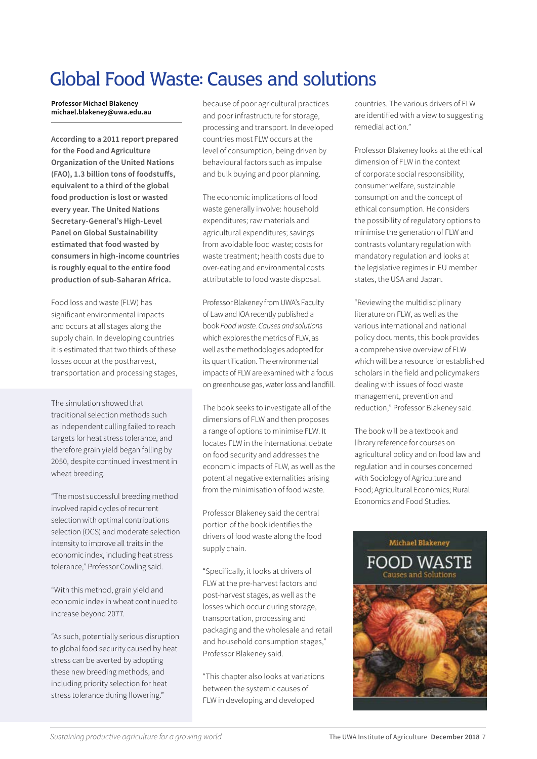# Global Food Waste: Causes and solutions

**Professor Michael Blakeney**
**michael.blakeney@uwa.edu.au**

**According to a 2011 report prepared for the Food and Agriculture Organization of the United Nations (FAO), 1.3 billion tons of foodstuffs, equivalent to a third of the global food production is lost or wasted every year. The United Nations Secretary-General's High-Level Panel on Global Sustainability estimated that food wasted by consumers in high-income countries is roughly equal to the entire food production of sub-Saharan Africa.**

Food loss and waste (FLW) has significant environmental impacts and occurs at all stages along the supply chain. In developing countries it is estimated that two thirds of these losses occur at the postharvest, transportation and processing stages, because of poor agricultural practices and poor infrastructure for storage, processing and transport. In developed countries most FLW occurs at the level of consumption, being driven by behavioural factors such as impulse and bulk buying and poor planning.

The economic implications of food waste generally involve: household expenditures; raw materials and agricultural expenditures; savings from avoidable food waste; costs for waste treatment; health costs due to over-eating and environmental costs attributable to food waste disposal.

Professor Blakeney from UWA's Faculty of Law and IOA recently published a book *Food waste. Causes and solutions* which explores the metrics of FLW, as well as the methodologies adopted for its quantification. The environmental impacts of FLW are examined with a focus on greenhouse gas, water loss and landfill.

The book seeks to investigate all of the dimensions of FLW and then proposes a range of options to minimise FLW. It locates FLW in the international debate on food security and addresses the economic impacts of FLW, as well as the potential negative externalities arising from the minimisation of food waste.

Professor Blakeney said the central portion of the book identifies the drivers of food waste along the food supply chain.

"Specifically, it looks at drivers of FLW at the pre-harvest factors and post-harvest stages, as well as the losses which occur during storage, transportation, processing and packaging and the wholesale and retail and household consumption stages," Professor Blakeney said.

"This chapter also looks at variations between the systemic causes of FLW in developing and developed countries. The various drivers of FLW are identified with a view to suggesting remedial action."

Professor Blakeney looks at the ethical dimension of FLW in the context of corporate social responsibility, consumer welfare, sustainable consumption and the concept of ethical consumption. He considers the possibility of regulatory options to minimise the generation of FLW and contrasts voluntary regulation with mandatory regulation and looks at the legislative regimes in EU member states, the USA and Japan.

"Reviewing the multidisciplinary literature on FLW, as well as the various international and national policy documents, this book provides a comprehensive overview of FLW which will be a resource for established scholars in the field and policymakers dealing with issues of food waste management, prevention and reduction," Professor Blakeney said.

The book will be a textbook and library reference for courses on agricultural policy and on food law and regulation and in courses concerned with Sociology of Agriculture and Food; Agricultural Economics; Rural Economics and Food Studies.

Michael Blakeney
FOOD WASTE
Causes and Solutions

---

The simulation showed that traditional selection methods such as independent culling failed to reach targets for heat stress tolerance, and therefore grain yield began falling by 2050, despite continued investment in wheat breeding.

"The most successful breeding method involved rapid cycles of recurrent selection with optimal contributions selection (OCS) and moderate selection intensity to improve all traits in the economic index, including heat stress tolerance," Professor Cowling said.

"With this method, grain yield and economic index in wheat continued to increase beyond 2077.

"As such, potentially serious disruption to global food security caused by heat stress can be averted by adopting these new breeding methods, and including priority selection for heat stress tolerance during flowering."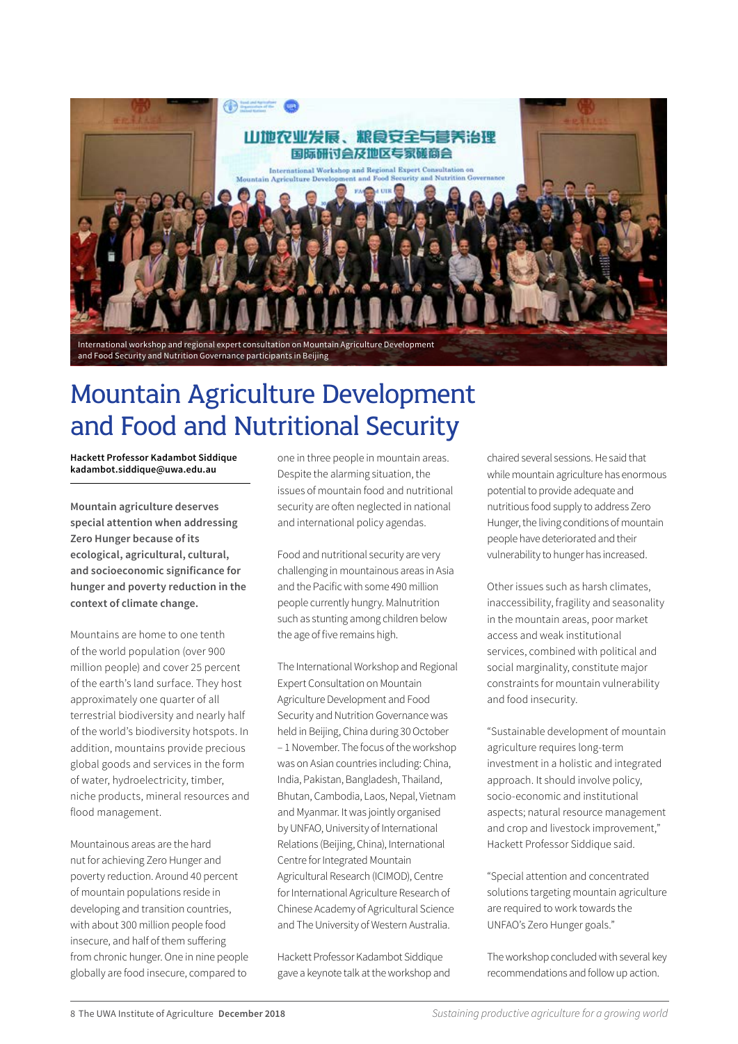International workshop and regional expert consultation on Mountain Agriculture Development and Food Security and Nutrition Governance participants in Beijing

# Mountain Agriculture Development and Food and Nutritional Security

**Hackett Professor Kadambot Siddique**
**kadambot.siddique@uwa.edu.au**

**Mountain agriculture deserves special attention when addressing Zero Hunger because of its ecological, agricultural, cultural, and socioeconomic significance for hunger and poverty reduction in the context of climate change.**

Mountains are home to one tenth of the world population (over 900 million people) and cover 25 percent of the earth's land surface. They host approximately one quarter of all terrestrial biodiversity and nearly half of the world's biodiversity hotspots. In addition, mountains provide precious global goods and services in the form of water, hydroelectricity, timber, niche products, mineral resources and flood management.

Mountainous areas are the hard nut for achieving Zero Hunger and poverty reduction. Around 40 percent of mountain populations reside in developing and transition countries, with about 300 million people food insecure, and half of them suffering from chronic hunger. One in nine people globally are food insecure, compared to one in three people in mountain areas. Despite the alarming situation, the issues of mountain food and nutritional security are often neglected in national and international policy agendas.

Food and nutritional security are very challenging in mountainous areas in Asia and the Pacific with some 490 million people currently hungry. Malnutrition such as stunting among children below the age of five remains high.

The International Workshop and Regional Expert Consultation on Mountain Agriculture Development and Food Security and Nutrition Governance was held in Beijing, China during 30 October – 1 November. The focus of the workshop was on Asian countries including: China, India, Pakistan, Bangladesh, Thailand, Bhutan, Cambodia, Laos, Nepal, Vietnam and Myanmar. It was jointly organised by UNFAO, University of International Relations (Beijing, China), International Centre for Integrated Mountain Agricultural Research (ICIMOD), Centre for International Agriculture Research of Chinese Academy of Agricultural Science and The University of Western Australia.

Hackett Professor Kadambot Siddique gave a keynote talk at the workshop and chaired several sessions. He said that while mountain agriculture has enormous potential to provide adequate and nutritious food supply to address Zero Hunger, the living conditions of mountain people have deteriorated and their vulnerability to hunger has increased.

Other issues such as harsh climates, inaccessibility, fragility and seasonality in the mountain areas, poor market access and weak institutional services, combined with political and social marginality, constitute major constraints for mountain vulnerability and food insecurity.

"Sustainable development of mountain agriculture requires long-term investment in a holistic and integrated approach. It should involve policy, socio-economic and institutional aspects; natural resource management and crop and livestock improvement," Hackett Professor Siddique said.

"Special attention and concentrated solutions targeting mountain agriculture are required to work towards the UNFAO's Zero Hunger goals."

The workshop concluded with several key recommendations and follow up action.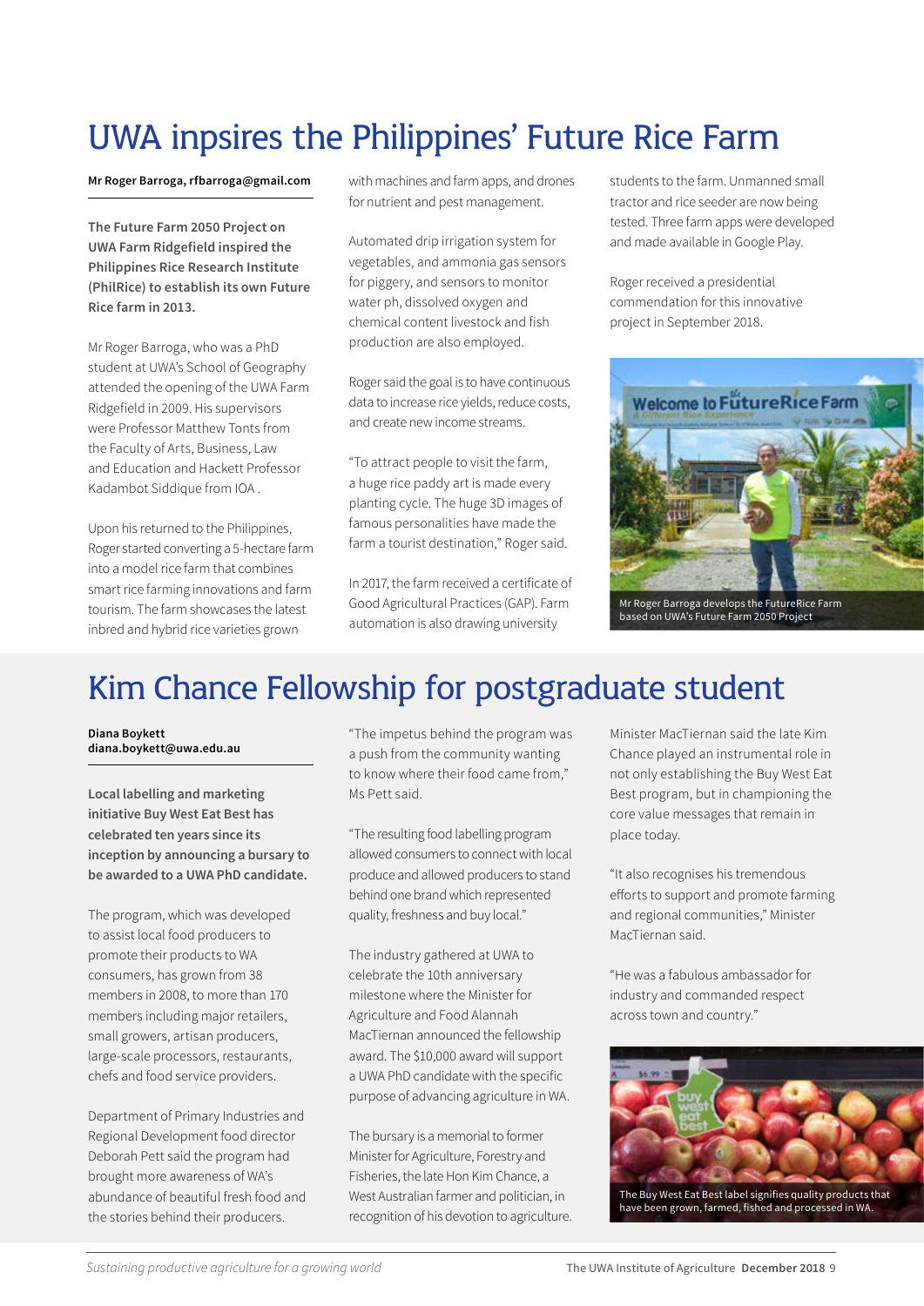# UWA inpsires the Philippines' Future Rice Farm

**Mr Roger Barroga, rfbarroga@gmail.com**

**The Future Farm 2050 Project on UWA Farm Ridgefield inspired the Philippines Rice Research Institute (PhilRice) to establish its own Future Rice farm in 2013.**

Mr Roger Barroga, who was a PhD student at UWA's School of Geography attended the opening of the UWA Farm Ridgefield in 2009. His supervisors were Professor Matthew Tonts from the Faculty of Arts, Business, Law and Education and Hackett Professor Kadambot Siddique from IOA .

Upon his returned to the Philippines, Roger started converting a 5-hectare farm into a model rice farm that combines smart rice farming innovations and farm tourism. The farm showcases the latest inbred and hybrid rice varieties grown with machines and farm apps, and drones for nutrient and pest management.

Automated drip irrigation system for vegetables, and ammonia gas sensors for piggery, and sensors to monitor water ph, dissolved oxygen and chemical content livestock and fish production are also employed.

Roger said the goal is to have continuous data to increase rice yields, reduce costs, and create new income streams.

"To attract people to visit the farm, a huge rice paddy art is made every planting cycle. The huge 3D images of famous personalities have made the farm a tourist destination," Roger said.

In 2017, the farm received a certificate of Good Agricultural Practices (GAP). Farm automation is also drawing university students to the farm. Unmanned small tractor and rice seeder are now being tested. Three farm apps were developed and made available in Google Play.

Roger received a presidential commendation for this innovative project in September 2018.

Mr Roger Barroga develops the FutureRice Farm based on UWA's Future Farm 2050 Project

# Kim Chance Fellowship for postgraduate student

**Diana Boykett**
**diana.boykett@uwa.edu.au**

**Local labelling and marketing initiative Buy West Eat Best has celebrated ten years since its inception by announcing a bursary to be awarded to a UWA PhD candidate.**

The program, which was developed to assist local food producers to promote their products to WA consumers, has grown from 38 members in 2008, to more than 170 members including major retailers, small growers, artisan producers, large-scale processors, restaurants, chefs and food service providers.

Department of Primary Industries and Regional Development food director Deborah Pett said the program had brought more awareness of WA's abundance of beautiful fresh food and the stories behind their producers.

"The impetus behind the program was a push from the community wanting to know where their food came from," Ms Pett said.

"The resulting food labelling program allowed consumers to connect with local produce and allowed producers to stand behind one brand which represented quality, freshness and buy local."

The industry gathered at UWA to celebrate the 10th anniversary milestone where the Minister for Agriculture and Food Alannah MacTiernan announced the fellowship award. The $10,000 award will support a UWA PhD candidate with the specific purpose of advancing agriculture in WA.

The bursary is a memorial to former Minister for Agriculture, Forestry and Fisheries, the late Hon Kim Chance, a West Australian farmer and politician, in recognition of his devotion to agriculture.

Minister MacTiernan said the late Kim Chance played an instrumental role in not only establishing the Buy West Eat Best program, but in championing the core value messages that remain in place today.

"It also recognises his tremendous efforts to support and promote farming and regional communities," Minister MacTiernan said.

"He was a fabulous ambassador for industry and commanded respect across town and country."

The Buy West Eat Best label signifies quality products that have been grown, farmed, fished and processed in WA.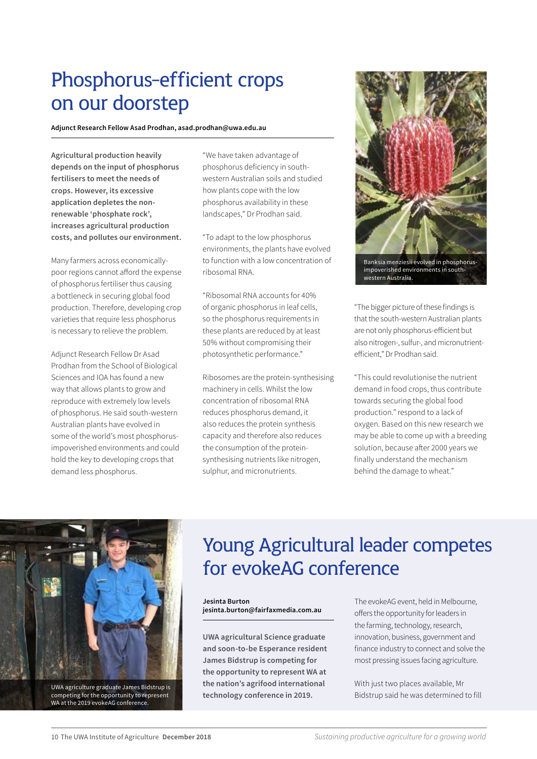# Phosphorus-efficient crops on our doorstep

**Adjunct Research Fellow Asad Prodhan, asad.prodhan@uwa.edu.au**

**Agricultural production heavily depends on the input of phosphorus fertilisers to meet the needs of crops. However, its excessive application depletes the non-renewable 'phosphate rock', increases agricultural production costs, and pollutes our environment.**

Many farmers across economically-poor regions cannot afford the expense of phosphorus fertiliser thus causing a bottleneck in securing global food production. Therefore, developing crop varieties that require less phosphorus is necessary to relieve the problem.

Adjunct Research Fellow Dr Asad Prodhan from the School of Biological Sciences and IOA has found a new way that allows plants to grow and reproduce with extremely low levels of phosphorus. He said south-western Australian plants have evolved in some of the world's most phosphorus-impoverished environments and could hold the key to developing crops that demand less phosphorus.

"We have taken advantage of phosphorus deficiency in south-western Australian soils and studied how plants cope with the low phosphorus availability in these landscapes," Dr Prodhan said.

"To adapt to the low phosphorus environments, the plants have evolved to function with a low concentration of ribosomal RNA.

"Ribosomal RNA accounts for 40% of organic phosphorus in leaf cells, so the phosphorus requirements in these plants are reduced by at least 50% without compromising their photosynthetic performance."

Ribosomes are the protein-synthesising machinery in cells. Whilst the low concentration of ribosomal RNA reduces phosphorus demand, it also reduces the protein synthesis capacity and therefore also reduces the consumption of the protein-synthesising nutrients like nitrogen, sulphur, and micronutrients.

Banksia menziesii evolved in phosphorus-impoverished environments in south-western Australia.

"The bigger picture of these findings is that the south-western Australian plants are not only phosphorus-efficient but also nitrogen-, sulfur-, and micronutrient-efficient," Dr Prodhan said.

"This could revolutionise the nutrient demand in food crops, thus contribute towards securing the global food production." respond to a lack of oxygen. Based on this new research we may be able to come up with a breeding solution, because after 2000 years we finally understand the mechanism behind the damage to wheat."

UWA agriculture graduate James Bidstrup is competing for the opportunity to represent WA at the 2019 evokeAG conference.

# Young Agricultural leader competes for evokeAG conference

**Jesinta Burton**
**jesinta.burton@fairfaxmedia.com.au**

**UWA agricultural Science graduate and soon-to-be Esperance resident James Bidstrup is competing for the opportunity to represent WA at the nation's agrifood international technology conference in 2019.**

The evokeAG event, held in Melbourne, offers the opportunity for leaders in the farming, technology, research, innovation, business, government and finance industry to connect and solve the most pressing issues facing agriculture.

With just two places available, Mr Bidstrup said he was determined to fill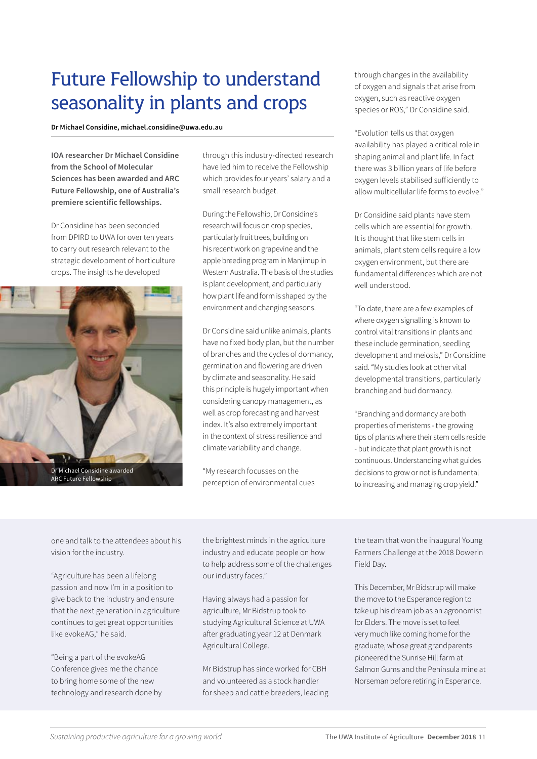# Future Fellowship to understand seasonality in plants and crops

**Dr Michael Considine, michael.considine@uwa.edu.au**

**IOA researcher Dr Michael Considine from the School of Molecular Sciences has been awarded and ARC Future Fellowship, one of Australia's premiere scientific fellowships.**

Dr Considine has been seconded from DPIRD to UWA for over ten years to carry out research relevant to the strategic development of horticulture crops. The insights he developed through this industry-directed research have led him to receive the Fellowship which provides four years' salary and a small research budget.

Dr Michael Considine awarded ARC Future Fellowship

During the Fellowship, Dr Considine's research will focus on crop species, particularly fruit trees, building on his recent work on grapevine and the apple breeding program in Manjimup in Western Australia. The basis of the studies is plant development, and particularly how plant life and form is shaped by the environment and changing seasons.

Dr Considine said unlike animals, plants have no fixed body plan, but the number of branches and the cycles of dormancy, germination and flowering are driven by climate and seasonality. He said this principle is hugely important when considering canopy management, as well as crop forecasting and harvest index. It's also extremely important in the context of stress resilience and climate variability and change.

"My research focusses on the perception of environmental cues through changes in the availability of oxygen and signals that arise from oxygen, such as reactive oxygen species or ROS," Dr Considine said.

"Evolution tells us that oxygen availability has played a critical role in shaping animal and plant life. In fact there was 3 billion years of life before oxygen levels stabilised sufficiently to allow multicellular life forms to evolve."

Dr Considine said plants have stem cells which are essential for growth. It is thought that like stem cells in animals, plant stem cells require a low oxygen environment, but there are fundamental differences which are not well understood.

"To date, there are a few examples of where oxygen signalling is known to control vital transitions in plants and these include germination, seedling development and meiosis," Dr Considine said. "My studies look at other vital developmental transitions, particularly branching and bud dormancy.

"Branching and dormancy are both properties of meristems - the growing tips of plants where their stem cells reside - but indicate that plant growth is not continuous. Understanding what guides decisions to grow or not is fundamental to increasing and managing crop yield."

---

one and talk to the attendees about his vision for the industry.

"Agriculture has been a lifelong passion and now I'm in a position to give back to the industry and ensure that the next generation in agriculture continues to get great opportunities like evokeAG," he said.

"Being a part of the evokeAG Conference gives me the chance to bring home some of the new technology and research done by the brightest minds in the agriculture industry and educate people on how to help address some of the challenges our industry faces."

Having always had a passion for agriculture, Mr Bidstrup took to studying Agricultural Science at UWA after graduating year 12 at Denmark Agricultural College.

Mr Bidstrup has since worked for CBH and volunteered as a stock handler for sheep and cattle breeders, leading the team that won the inaugural Young Farmers Challenge at the 2018 Dowerin Field Day.

This December, Mr Bidstrup will make the move to the Esperance region to take up his dream job as an agronomist for Elders. The move is set to feel very much like coming home for the graduate, whose great grandparents pioneered the Sunrise Hill farm at Salmon Gums and the Peninsula mine at Norseman before retiring in Esperance.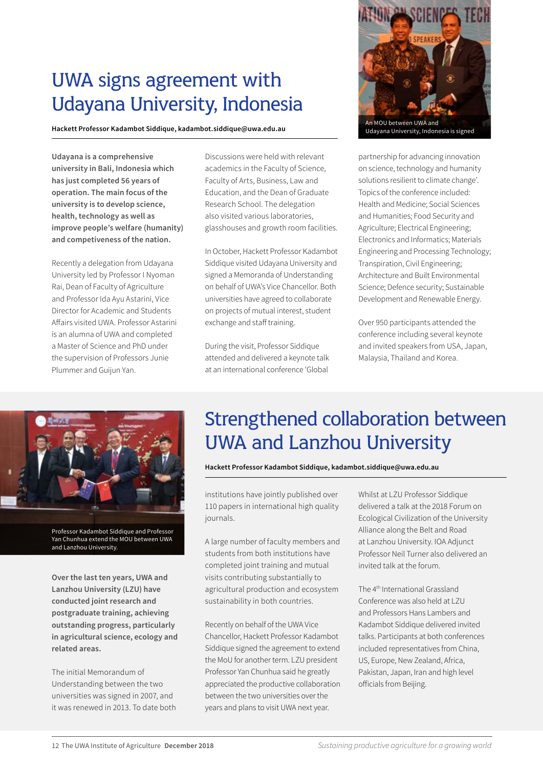# UWA signs agreement with Udayana University, Indonesia

**Hackett Professor Kadambot Siddique, kadambot.siddique@uwa.edu.au**

An MOU between UWA and Udayana University, Indonesia is signed

**Udayana is a comprehensive university in Bali, Indonesia which has just completed 56 years of operation. The main focus of the university is to develop science, health, technology as well as improve people's welfare (humanity) and competiveness of the nation.**

Recently a delegation from Udayana University led by Professor I Nyoman Rai, Dean of Faculty of Agriculture and Professor Ida Ayu Astarini, Vice Director for Academic and Students Affairs visited UWA. Professor Astarini is an alumna of UWA and completed a Master of Science and PhD under the supervision of Professors Junie Plummer and Guijun Yan.

Discussions were held with relevant academics in the Faculty of Science, Faculty of Arts, Business, Law and Education, and the Dean of Graduate Research School. The delegation also visited various laboratories, glasshouses and growth room facilities.

In October, Hackett Professor Kadambot Siddique visited Udayana University and signed a Memoranda of Understanding on behalf of UWA's Vice Chancellor. Both universities have agreed to collaborate on projects of mutual interest, student exchange and staff training.

During the visit, Professor Siddique attended and delivered a keynote talk at an international conference 'Global partnership for advancing innovation on science, technology and humanity solutions resilient to climate change'. Topics of the conference included: Health and Medicine; Social Sciences and Humanities; Food Security and Agriculture; Electrical Engineering; Electronics and Informatics; Materials Engineering and Processing Technology; Transpiration, Civil Engineering; Architecture and Built Environmental Science; Defence security; Sustainable Development and Renewable Energy.

Over 950 participants attended the conference including several keynote and invited speakers from USA, Japan, Malaysia, Thailand and Korea.

# Strengthened collaboration between UWA and Lanzhou University

**Hackett Professor Kadambot Siddique, kadambot.siddique@uwa.edu.au**

Professor Kadambot Siddique and Professor Yan Chunhua extend the MOU between UWA and Lanzhou University.

**Over the last ten years, UWA and Lanzhou University (LZU) have conducted joint research and postgraduate training, achieving outstanding progress, particularly in agricultural science, ecology and related areas.**

The initial Memorandum of Understanding between the two universities was signed in 2007, and it was renewed in 2013. To date both institutions have jointly published over 110 papers in international high quality journals.

A large number of faculty members and students from both institutions have completed joint training and mutual visits contributing substantially to agricultural production and ecosystem sustainability in both countries.

Recently on behalf of the UWA Vice Chancellor, Hackett Professor Kadambot Siddique signed the agreement to extend the MoU for another term. LZU president Professor Yan Chunhua said he greatly appreciated the productive collaboration between the two universities over the years and plans to visit UWA next year.

Whilst at LZU Professor Siddique delivered a talk at the 2018 Forum on Ecological Civilization of the University Alliance along the Belt and Road at Lanzhou University. IOA Adjunct Professor Neil Turner also delivered an invited talk at the forum.

The 4th International Grassland Conference was also held at LZU and Professors Hans Lambers and Kadambot Siddique delivered invited talks. Participants at both conferences included representatives from China, US, Europe, New Zealand, Africa, Pakistan, Japan, Iran and high level officials from Beijing.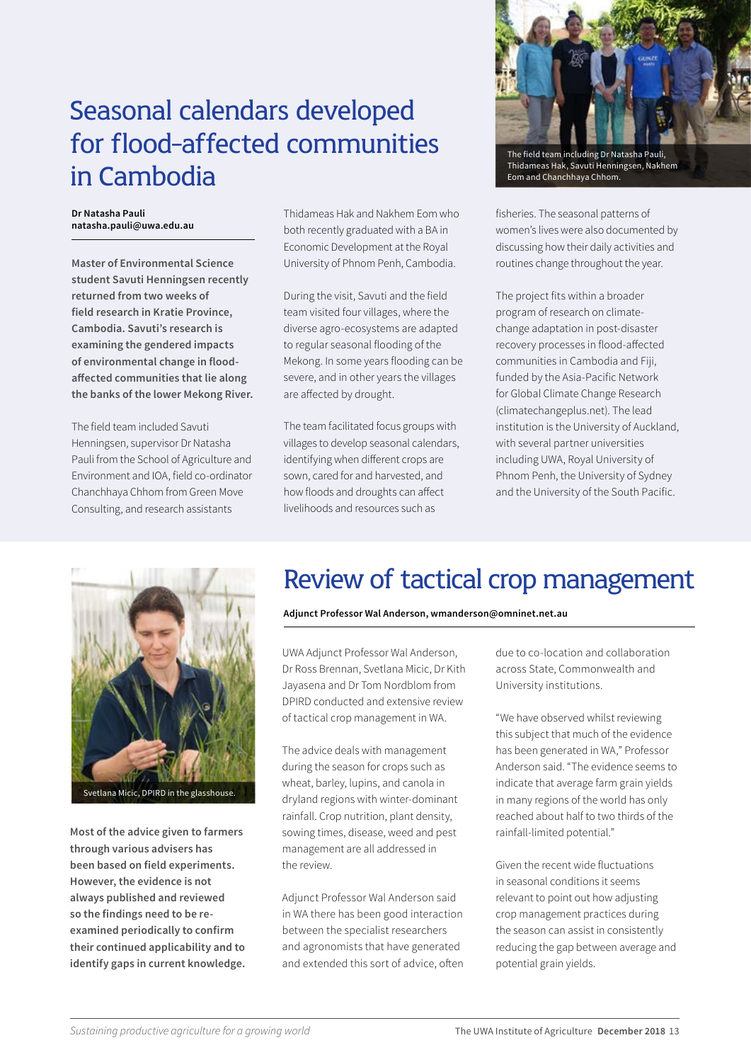# Seasonal calendars developed for flood-affected communities in Cambodia

**Dr Natasha Pauli**
**natasha.pauli@uwa.edu.au**

**Master of Environmental Science student Savuti Henningsen recently returned from two weeks of field research in Kratie Province, Cambodia. Savuti's research is examining the gendered impacts of environmental change in flood-affected communities that lie along the banks of the lower Mekong River.**

The field team included Savuti Henningsen, supervisor Dr Natasha Pauli from the School of Agriculture and Environment and IOA, field co-ordinator Chanchhaya Chhom from Green Move Consulting, and research assistants Thidameas Hak and Nakhem Eom who both recently graduated with a BA in Economic Development at the Royal University of Phnom Penh, Cambodia.

During the visit, Savuti and the field team visited four villages, where the diverse agro-ecosystems are adapted to regular seasonal flooding of the Mekong. In some years flooding can be severe, and in other years the villages are affected by drought.

The team facilitated focus groups with villages to develop seasonal calendars, identifying when different crops are sown, cared for and harvested, and how floods and droughts can affect livelihoods and resources such as fisheries. The seasonal patterns of women's lives were also documented by discussing how their daily activities and routines change throughout the year.

The project fits within a broader program of research on climate-change adaptation in post-disaster recovery processes in flood-affected communities in Cambodia and Fiji, funded by the Asia-Pacific Network for Global Climate Change Research (climatechangeplus.net). The lead institution is the University of Auckland, with several partner universities including UWA, Royal University of Phnom Penh, the University of Sydney and the University of the South Pacific.

The field team including Dr Natasha Pauli, Thidameas Hak, Savuti Henningsen, Nakhem Eom and Chanchhaya Chhom.

# Review of tactical crop management

**Adjunct Professor Wal Anderson, wmanderson@omninet.net.au**

Svetlana Micic, DPIRD in the glasshouse.

**Most of the advice given to farmers through various advisers has been based on field experiments. However, the evidence is not always published and reviewed so the findings need to be re-examined periodically to confirm their continued applicability and to identify gaps in current knowledge.**

UWA Adjunct Professor Wal Anderson, Dr Ross Brennan, Svetlana Micic, Dr Kith Jayasena and Dr Tom Nordblom from DPIRD conducted and extensive review of tactical crop management in WA.

The advice deals with management during the season for crops such as wheat, barley, lupins, and canola in dryland regions with winter-dominant rainfall. Crop nutrition, plant density, sowing times, disease, weed and pest management are all addressed in the review.

Adjunct Professor Wal Anderson said in WA there has been good interaction between the specialist researchers and agronomists that have generated and extended this sort of advice, often due to co-location and collaboration across State, Commonwealth and University institutions.

"We have observed whilst reviewing this subject that much of the evidence has been generated in WA," Professor Anderson said. "The evidence seems to indicate that average farm grain yields in many regions of the world has only reached about half to two thirds of the rainfall-limited potential."

Given the recent wide fluctuations in seasonal conditions it seems relevant to point out how adjusting crop management practices during the season can assist in consistently reducing the gap between average and potential grain yields.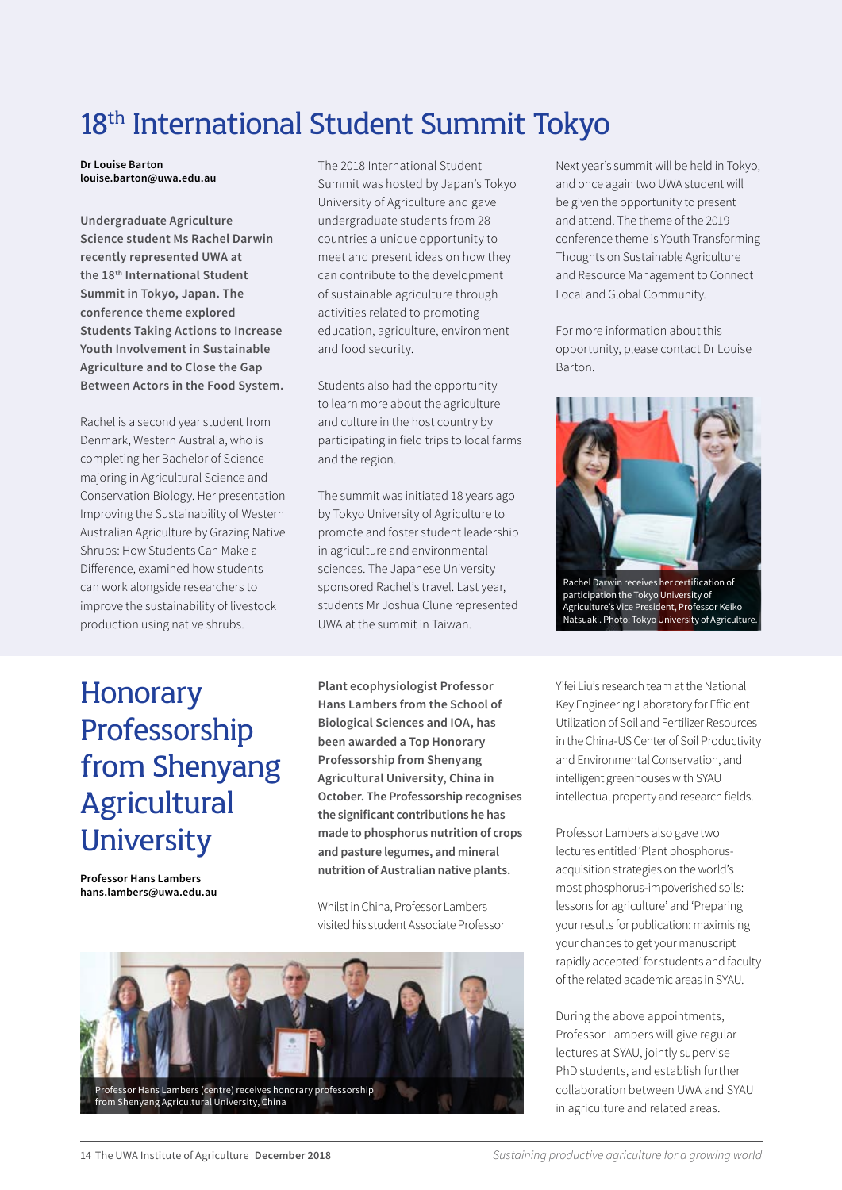# 18th International Student Summit Tokyo

**Dr Louise Barton**
**louise.barton@uwa.edu.au**

**Undergraduate Agriculture Science student Ms Rachel Darwin recently represented UWA at the 18th International Student Summit in Tokyo, Japan. The conference theme explored Students Taking Actions to Increase Youth Involvement in Sustainable Agriculture and to Close the Gap Between Actors in the Food System.**

Rachel is a second year student from Denmark, Western Australia, who is completing her Bachelor of Science majoring in Agricultural Science and Conservation Biology. Her presentation Improving the Sustainability of Western Australian Agriculture by Grazing Native Shrubs: How Students Can Make a Difference, examined how students can work alongside researchers to improve the sustainability of livestock production using native shrubs.

The 2018 International Student Summit was hosted by Japan's Tokyo University of Agriculture and gave undergraduate students from 28 countries a unique opportunity to meet and present ideas on how they can contribute to the development of sustainable agriculture through activities related to promoting education, agriculture, environment and food security.

Students also had the opportunity to learn more about the agriculture and culture in the host country by participating in field trips to local farms and the region.

The summit was initiated 18 years ago by Tokyo University of Agriculture to promote and foster student leadership in agriculture and environmental sciences. The Japanese University sponsored Rachel's travel. Last year, students Mr Joshua Clune represented UWA at the summit in Taiwan.

Next year's summit will be held in Tokyo, and once again two UWA student will be given the opportunity to present and attend. The theme of the 2019 conference theme is Youth Transforming Thoughts on Sustainable Agriculture and Resource Management to Connect Local and Global Community.

For more information about this opportunity, please contact Dr Louise Barton.

Rachel Darwin receives her certification of participation the Tokyo University of Agriculture's Vice President, Professor Keiko Natsuaki. Photo: Tokyo University of Agriculture.

# Honorary Professorship from Shenyang Agricultural University

**Professor Hans Lambers**
**hans.lambers@uwa.edu.au**

**Plant ecophysiologist Professor Hans Lambers from the School of Biological Sciences and IOA, has been awarded a Top Honorary Professorship from Shenyang Agricultural University, China in October. The Professorship recognises the significant contributions he has made to phosphorus nutrition of crops and pasture legumes, and mineral nutrition of Australian native plants.**

Whilst in China, Professor Lambers visited his student Associate Professor Yifei Liu's research team at the National Key Engineering Laboratory for Efficient Utilization of Soil and Fertilizer Resources in the China-US Center of Soil Productivity and Environmental Conservation, and intelligent greenhouses with SYAU intellectual property and research fields.

Professor Lambers also gave two lectures entitled 'Plant phosphorus-acquisition strategies on the world's most phosphorus-impoverished soils: lessons for agriculture' and 'Preparing your results for publication: maximising your chances to get your manuscript rapidly accepted' for students and faculty of the related academic areas in SYAU.

During the above appointments, Professor Lambers will give regular lectures at SYAU, jointly supervise PhD students, and establish further collaboration between UWA and SYAU in agriculture and related areas.

Professor Hans Lambers (centre) receives honorary professorship from Shenyang Agricultural University, China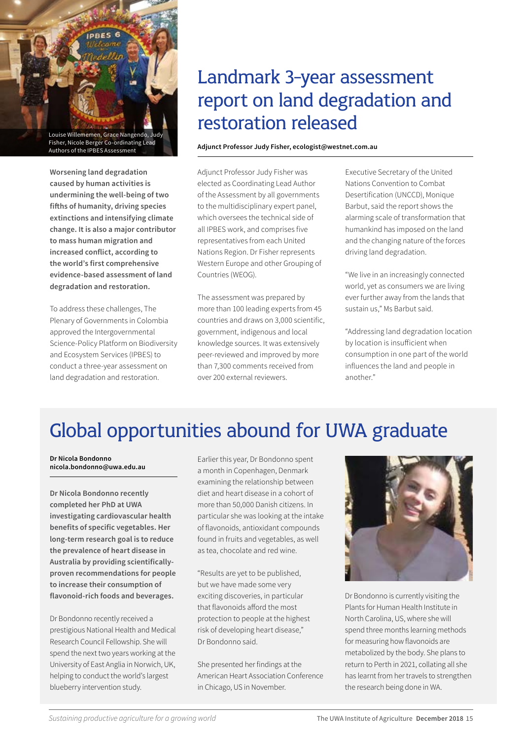Louise Willememen, Grace Nangendo, Judy Fisher, Nicole Berger Co-ordinating Lead Authors of the IPBES Assessment

# Landmark 3-year assessment report on land degradation and restoration released

**Adjunct Professor Judy Fisher, ecologist@westnet.com.au**

**Worsening land degradation caused by human activities is undermining the well-being of two fifths of humanity, driving species extinctions and intensifying climate change. It is also a major contributor to mass human migration and increased conflict, according to the world's first comprehensive evidence-based assessment of land degradation and restoration.**

To address these challenges, The Plenary of Governments in Colombia approved the Intergovernmental Science-Policy Platform on Biodiversity and Ecosystem Services (IPBES) to conduct a three-year assessment on land degradation and restoration.

Adjunct Professor Judy Fisher was elected as Coordinating Lead Author of the Assessment by all governments to the multidisciplinary expert panel, which oversees the technical side of all IPBES work, and comprises five representatives from each United Nations Region. Dr Fisher represents Western Europe and other Grouping of Countries (WEOG).

The assessment was prepared by more than 100 leading experts from 45 countries and draws on 3,000 scientific, government, indigenous and local knowledge sources. It was extensively peer-reviewed and improved by more than 7,300 comments received from over 200 external reviewers.

Executive Secretary of the United Nations Convention to Combat Desertification (UNCCD), Monique Barbut, said the report shows the alarming scale of transformation that humankind has imposed on the land and the changing nature of the forces driving land degradation.

"We live in an increasingly connected world, yet as consumers we are living ever further away from the lands that sustain us," Ms Barbut said.

"Addressing land degradation location by location is insufficient when consumption in one part of the world influences the land and people in another."

# Global opportunities abound for UWA graduate

**Dr Nicola Bondonno**
**nicola.bondonno@uwa.edu.au**

**Dr Nicola Bondonno recently completed her PhD at UWA investigating cardiovascular health benefits of specific vegetables. Her long-term research goal is to reduce the prevalence of heart disease in Australia by providing scientifically-proven recommendations for people to increase their consumption of flavonoid-rich foods and beverages.**

Dr Bondonno recently received a prestigious National Health and Medical Research Council Fellowship. She will spend the next two years working at the University of East Anglia in Norwich, UK, helping to conduct the world's largest blueberry intervention study.

Earlier this year, Dr Bondonno spent a month in Copenhagen, Denmark examining the relationship between diet and heart disease in a cohort of more than 50,000 Danish citizens. In particular she was looking at the intake of flavonoids, antioxidant compounds found in fruits and vegetables, as well as tea, chocolate and red wine.

"Results are yet to be published, but we have made some very exciting discoveries, in particular that flavonoids afford the most protection to people at the highest risk of developing heart disease," Dr Bondonno said.

She presented her findings at the American Heart Association Conference in Chicago, US in November.

Dr Bondonno is currently visiting the Plants for Human Health Institute in North Carolina, US, where she will spend three months learning methods for measuring how flavonoids are metabolized by the body. She plans to return to Perth in 2021, collating all she has learnt from her travels to strengthen the research being done in WA.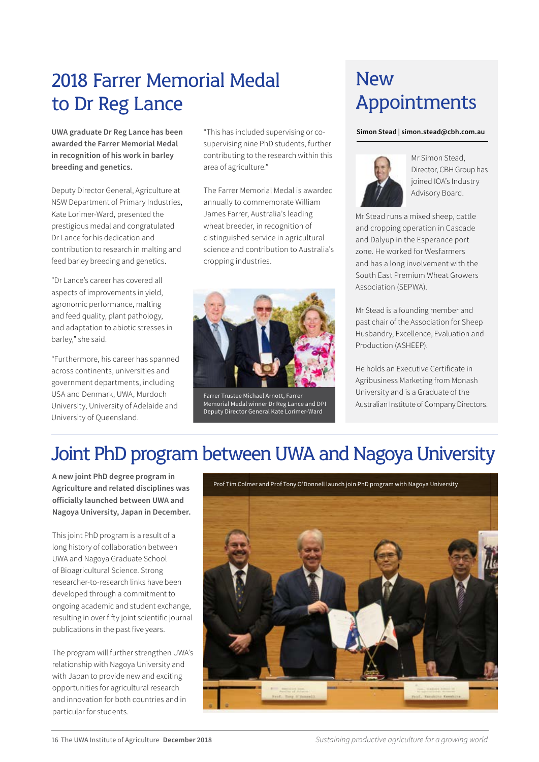# 2018 Farrer Memorial Medal to Dr Reg Lance

**UWA graduate Dr Reg Lance has been awarded the Farrer Memorial Medal in recognition of his work in barley breeding and genetics.**

Deputy Director General, Agriculture at NSW Department of Primary Industries, Kate Lorimer-Ward, presented the prestigious medal and congratulated Dr Lance for his dedication and contribution to research in malting and feed barley breeding and genetics.

"Dr Lance's career has covered all aspects of improvements in yield, agronomic performance, malting and feed quality, plant pathology, and adaptation to abiotic stresses in barley," she said.

"Furthermore, his career has spanned across continents, universities and government departments, including USA and Denmark, UWA, Murdoch University, University of Adelaide and University of Queensland.

"This has included supervising or co-supervising nine PhD students, further contributing to the research within this area of agriculture."

The Farrer Memorial Medal is awarded annually to commemorate William James Farrer, Australia's leading wheat breeder, in recognition of distinguished service in agricultural science and contribution to Australia's cropping industries.

Farrer Trustee Michael Arnott, Farrer Memorial Medal winner Dr Reg Lance and DPI Deputy Director General Kate Lorimer-Ward

# New Appointments

**Simon Stead | simon.stead@cbh.com.au**

Mr Simon Stead, Director, CBH Group has joined IOA's Industry Advisory Board.

Mr Stead runs a mixed sheep, cattle and cropping operation in Cascade and Dalyup in the Esperance port zone. He worked for Wesfarmers and has a long involvement with the South East Premium Wheat Growers Association (SEPWA).

Mr Stead is a founding member and past chair of the Association for Sheep Husbandry, Excellence, Evaluation and Production (ASHEEP).

He holds an Executive Certificate in Agribusiness Marketing from Monash University and is a Graduate of the Australian Institute of Company Directors.

# Joint PhD program between UWA and Nagoya University

**A new joint PhD degree program in Agriculture and related disciplines was officially launched between UWA and Nagoya University, Japan in December.**

This joint PhD program is a result of a long history of collaboration between UWA and Nagoya Graduate School of Bioagricultural Science. Strong researcher-to-research links have been developed through a commitment to ongoing academic and student exchange, resulting in over fifty joint scientific journal publications in the past five years.

The program will further strengthen UWA's relationship with Nagoya University and with Japan to provide new and exciting opportunities for agricultural research and innovation for both countries and in particular for students.

Prof Tim Colmer and Prof Tony O'Donnell launch join PhD program with Nagoya University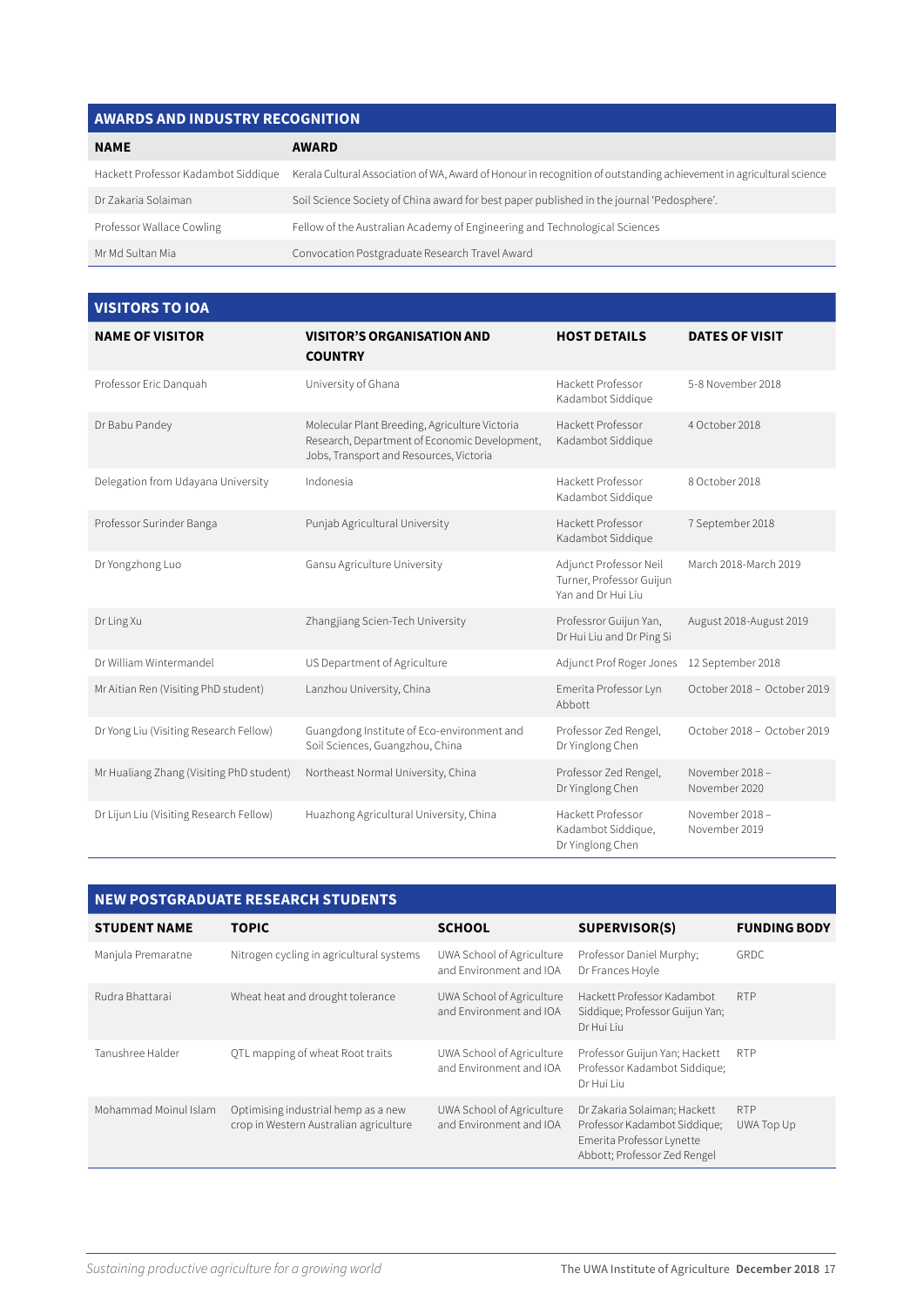## AWARDS AND INDUSTRY RECOGNITION

| NAME | AWARD |
|---|---|
| Hackett Professor Kadambot Siddique | Kerala Cultural Association of WA, Award of Honour in recognition of outstanding achievement in agricultural science |
| Dr Zakaria Solaiman | Soil Science Society of China award for best paper published in the journal 'Pedosphere'. |
| Professor Wallace Cowling | Fellow of the Australian Academy of Engineering and Technological Sciences |
| Mr Md Sultan Mia | Convocation Postgraduate Research Travel Award |

## VISITORS TO IOA

| NAME OF VISITOR | VISITOR'S ORGANISATION AND COUNTRY | HOST DETAILS | DATES OF VISIT |
|---|---|---|---|
| Professor Eric Danquah | University of Ghana | Hackett Professor Kadambot Siddique | 5-8 November 2018 |
| Dr Babu Pandey | Molecular Plant Breeding, Agriculture Victoria Research, Department of Economic Development, Jobs, Transport and Resources, Victoria | Hackett Professor Kadambot Siddique | 4 October 2018 |
| Delegation from Udayana University | Indonesia | Hackett Professor Kadambot Siddique | 8 October 2018 |
| Professor Surinder Banga | Punjab Agricultural University | Hackett Professor Kadambot Siddique | 7 September 2018 |
| Dr Yongzhong Luo | Gansu Agriculture University | Adjunct Professor Neil Turner, Professor Guijun Yan and Dr Hui Liu | March 2018-March 2019 |
| Dr Ling Xu | Zhangjiang Scien-Tech University | Professror Guijun Yan, Dr Hui Liu and Dr Ping Si | August 2018-August 2019 |
| Dr William Wintermandel | US Department of Agriculture | Adjunct Prof Roger Jones | 12 September 2018 |
| Mr Aitian Ren (Visiting PhD student) | Lanzhou University, China | Emerita Professor Lyn Abbott | October 2018 – October 2019 |
| Dr Yong Liu (Visiting Research Fellow) | Guangdong Institute of Eco-environment and Soil Sciences, Guangzhou, China | Professor Zed Rengel, Dr Yinglong Chen | October 2018 – October 2019 |
| Mr Hualiang Zhang (Visiting PhD student) | Northeast Normal University, China | Professor Zed Rengel, Dr Yinglong Chen | November 2018 – November 2020 |
| Dr Lijun Liu (Visiting Research Fellow) | Huazhong Agricultural University, China | Hackett Professor Kadambot Siddique, Dr Yinglong Chen | November 2018 – November 2019 |

## NEW POSTGRADUATE RESEARCH STUDENTS

| STUDENT NAME | TOPIC | SCHOOL | SUPERVISOR(S) | FUNDING BODY |
|---|---|---|---|---|
| Manjula Premaratne | Nitrogen cycling in agricultural systems | UWA School of Agriculture and Environment and IOA | Professor Daniel Murphy; Dr Frances Hoyle | GRDC |
| Rudra Bhattarai | Wheat heat and drought tolerance | UWA School of Agriculture and Environment and IOA | Hackett Professor Kadambot Siddique; Professor Guijun Yan; Dr Hui Liu | RTP |
| Tanushree Halder | QTL mapping of wheat Root traits | UWA School of Agriculture and Environment and IOA | Professor Guijun Yan; Hackett Professor Kadambot Siddique; Dr Hui Liu | RTP |
| Mohammad Moinul Islam | Optimising industrial hemp as a new crop in Western Australian agriculture | UWA School of Agriculture and Environment and IOA | Dr Zakaria Solaiman; Hackett Professor Kadambot Siddique; Emerita Professor Lynette Abbott; Professor Zed Rengel | RTP UWA Top Up |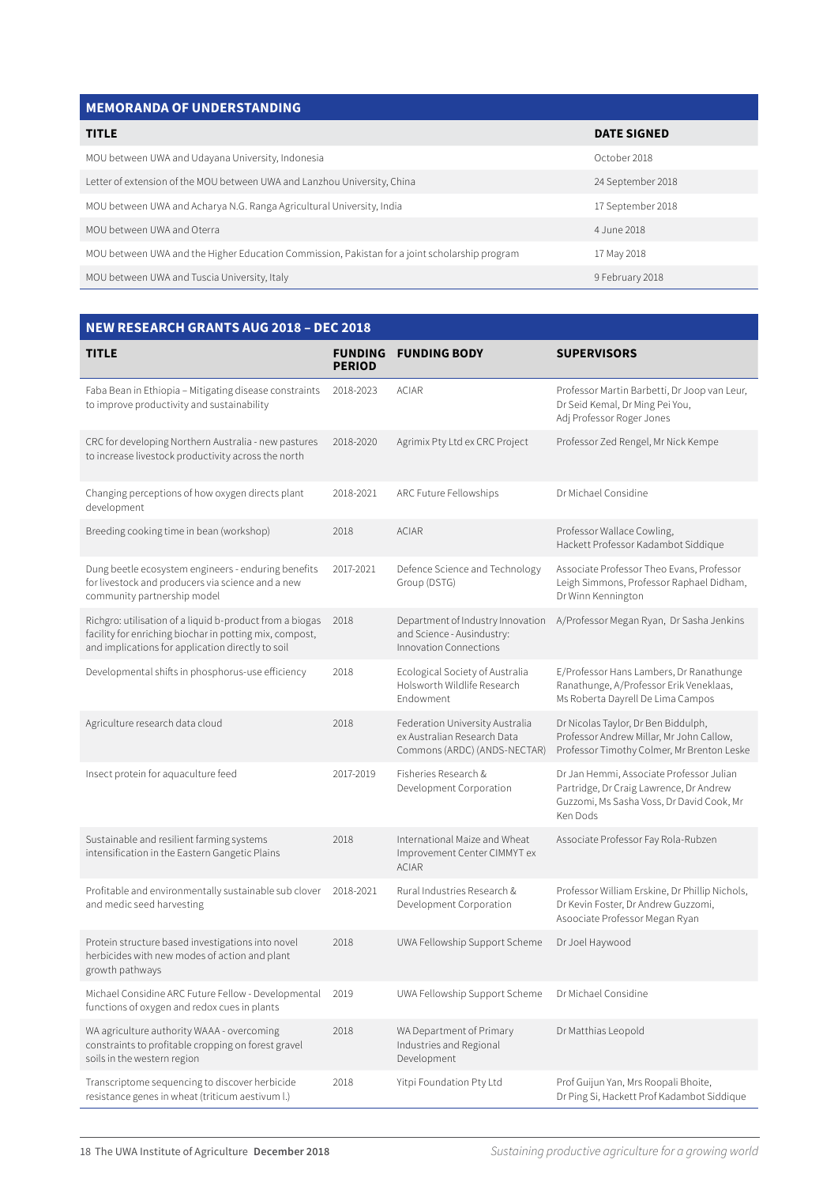## MEMORANDA OF UNDERSTANDING

| TITLE | DATE SIGNED |
|---|---|
| MOU between UWA and Udayana University, Indonesia | October 2018 |
| Letter of extension of the MOU between UWA and Lanzhou University, China | 24 September 2018 |
| MOU between UWA and Acharya N.G. Ranga Agricultural University, India | 17 September 2018 |
| MOU between UWA and Oterra | 4 June 2018 |
| MOU between UWA and the Higher Education Commission, Pakistan for a joint scholarship program | 17 May 2018 |
| MOU between UWA and Tuscia University, Italy | 9 February 2018 |

## NEW RESEARCH GRANTS AUG 2018 – DEC 2018

| TITLE | FUNDING PERIOD | FUNDING BODY | SUPERVISORS |
|---|---|---|---|
| Faba Bean in Ethiopia – Mitigating disease constraints to improve productivity and sustainability | 2018-2023 | ACIAR | Professor Martin Barbetti, Dr Joop van Leur, Dr Seid Kemal, Dr Ming Pei You, Adj Professor Roger Jones |
| CRC for developing Northern Australia - new pastures to increase livestock productivity across the north | 2018-2020 | Agrimix Pty Ltd ex CRC Project | Professor Zed Rengel, Mr Nick Kempe |
| Changing perceptions of how oxygen directs plant development | 2018-2021 | ARC Future Fellowships | Dr Michael Considine |
| Breeding cooking time in bean (workshop) | 2018 | ACIAR | Professor Wallace Cowling, Hackett Professor Kadambot Siddique |
| Dung beetle ecosystem engineers - enduring benefits for livestock and producers via science and a new community partnership model | 2017-2021 | Defence Science and Technology Group (DSTG) | Associate Professor Theo Evans, Professor Leigh Simmons, Professor Raphael Didham, Dr Winn Kennington |
| Richgro: utilisation of a liquid b-product from a biogas facility for enriching biochar in potting mix, compost, and implications for application directly to soil | 2018 | Department of Industry Innovation and Science - Ausindustry: Innovation Connections | A/Professor Megan Ryan, Dr Sasha Jenkins |
| Developmental shifts in phosphorus-use efficiency | 2018 | Ecological Society of Australia Holsworth Wildlife Research Endowment | E/Professor Hans Lambers, Dr Ranathunge Ranathunge, A/Professor Erik Veneklaas, Ms Roberta Dayrell De Lima Campos |
| Agriculture research data cloud | 2018 | Federation University Australia ex Australian Research Data Commons (ARDC) (ANDS-NECTAR) | Dr Nicolas Taylor, Dr Ben Biddulph, Professor Andrew Millar, Mr John Callow, Professor Timothy Colmer, Mr Brenton Leske |
| Insect protein for aquaculture feed | 2017-2019 | Fisheries Research & Development Corporation | Dr Jan Hemmi, Associate Professor Julian Partridge, Dr Craig Lawrence, Dr Andrew Guzzomi, Ms Sasha Voss, Dr David Cook, Mr Ken Dods |
| Sustainable and resilient farming systems intensification in the Eastern Gangetic Plains | 2018 | International Maize and Wheat Improvement Center CIMMYT ex ACIAR | Associate Professor Fay Rola-Rubzen |
| Profitable and environmentally sustainable sub clover and medic seed harvesting | 2018-2021 | Rural Industries Research & Development Corporation | Professor William Erskine, Dr Phillip Nichols, Dr Kevin Foster, Dr Andrew Guzzomi, Asoociate Professor Megan Ryan |
| Protein structure based investigations into novel herbicides with new modes of action and plant growth pathways | 2018 | UWA Fellowship Support Scheme | Dr Joel Haywood |
| Michael Considine ARC Future Fellow - Developmental functions of oxygen and redox cues in plants | 2019 | UWA Fellowship Support Scheme | Dr Michael Considine |
| WA agriculture authority WAAA - overcoming constraints to profitable cropping on forest gravel soils in the western region | 2018 | WA Department of Primary Industries and Regional Development | Dr Matthias Leopold |
| Transcriptome sequencing to discover herbicide resistance genes in wheat (triticum aestivum l.) | 2018 | Yitpi Foundation Pty Ltd | Prof Guijun Yan, Mrs Roopali Bhoite, Dr Ping Si, Hackett Prof Kadambot Siddique |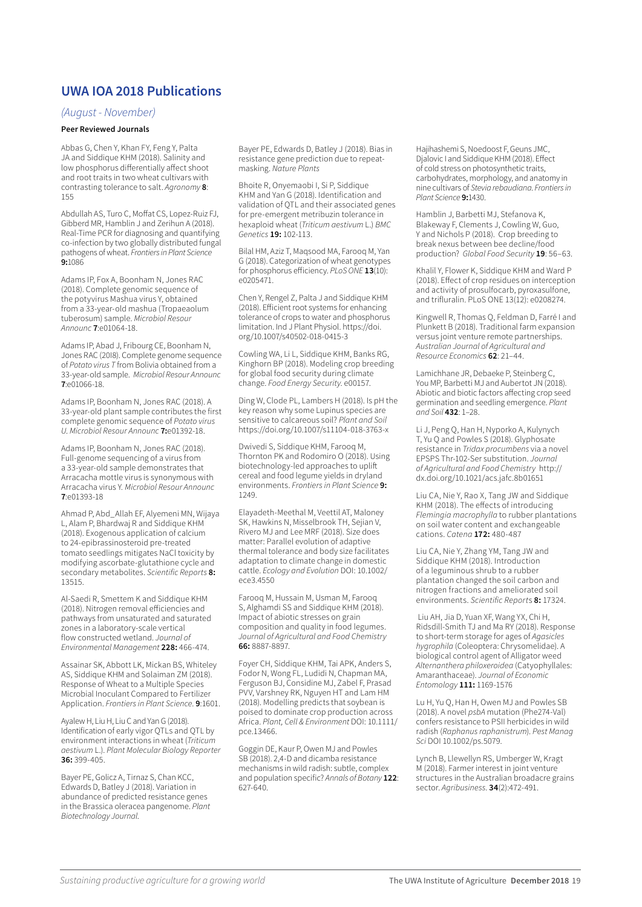## UWA IOA 2018 Publications

*(August - November)*

**Peer Reviewed Journals**

Abbas G, Chen Y, Khan FY, Feng Y, Palta JA and Siddique KHM (2018). Salinity and low phosphorus differentially affect shoot and root traits in two wheat cultivars with contrasting tolerance to salt. *Agronomy* **8**: 155

Abdullah AS, Turo C, Moffat CS, Lopez-Ruiz FJ, Gibberd MR, Hamblin J and Zerihun A (2018). Real-Time PCR for diagnosing and quantifying co-infection by two globally distributed fungal pathogens of wheat. *Frontiers in Plant Science* **9:**1086

Adams IP, Fox A, Boonham N, Jones RAC (2018). Complete genomic sequence of the potyvirus Mashua virus Y, obtained from a 33-year-old mashua (Tropaeaolum tuberosum) sample. *Microbiol Resour Announc* **7**:e01064-18.

Adams IP, Abad J, Fribourg CE, Boonham N, Jones RAC (2018). Complete genome sequence of *Potato virus T* from Bolivia obtained from a 33-year-old sample. *Microbiol Resour Announc* **7**:e01066-18.

Adams IP, Boonham N, Jones RAC (2018). A 33-year-old plant sample contributes the first complete genomic sequence of *Potato virus U. Microbiol Resour Announc* **7:**e01392-18.

Adams IP, Boonham N, Jones RAC (2018). Full-genome sequencing of a virus from a 33-year-old sample demonstrates that Arracacha mottle virus is synonymous with Arracacha virus Y. *Microbiol Resour Announc* **7**:e01393-18

Ahmad P, Abd_Allah EF, Alyemeni MN, Wijaya L, Alam P, Bhardwaj R and Siddique KHM (2018). Exogenous application of calcium to 24-epibrassinosteroid pre-treated tomato seedlings mitigates NaCl toxicity by modifying ascorbate-glutathione cycle and secondary metabolites. *Scientific Reports* **8:** 13515.

Al-Saedi R, Smettem K and Siddique KHM (2018). Nitrogen removal efficiencies and pathways from unsaturated and saturated zones in a laboratory-scale vertical flow constructed wetland. *Journal of Environmental Management* **228:** 466-474.

Assainar SK, Abbott LK, Mickan BS, Whiteley AS, Siddique KHM and Solaiman ZM (2018). Response of Wheat to a Multiple Species Microbial Inoculant Compared to Fertilizer Application. *Frontiers in Plant Science.* **9**:1601.

Ayalew H, Liu H, Liu C and Yan G (2018). Identification of early vigor QTLs and QTL by environment interactions in wheat (*Triticum aestivum* L.). *Plant Molecular Biology Reporter* **36:** 399-405.

Bayer PE, Golicz A, Tirnaz S, Chan KCC, Edwards D, Batley J (2018). Variation in abundance of predicted resistance genes in the Brassica oleracea pangenome. *Plant Biotechnology Journal.*

Bayer PE, Edwards D, Batley J (2018). Bias in resistance gene prediction due to repeat-masking. *Nature Plants*

Bhoite R, Onyemaobi I, Si P, Siddique KHM and Yan G (2018). Identification and validation of QTL and their associated genes for pre-emergent metribuzin tolerance in hexaploid wheat (*Triticum aestivum* L.) *BMC Genetics* **19:** 102-113.

Bilal HM, Aziz T, Maqsood MA, Farooq M, Yan G (2018). Categorization of wheat genotypes for phosphorus efficiency. *PLoS ONE* **13**(10): e0205471.

Chen Y, Rengel Z, Palta J and Siddique KHM (2018). Efficient root systems for enhancing tolerance of crops to water and phosphorus limitation. Ind J Plant Physiol. https://doi.org/10.1007/s40502-018-0415-3

Cowling WA, Li L, Siddique KHM, Banks RG, Kinghorn BP (2018). Modeling crop breeding for global food security during climate change. *Food Energy Security*. e00157.

Ding W, Clode PL, Lambers H (2018). Is pH the key reason why some Lupinus species are sensitive to calcareous soil? *Plant and Soil* https://doi.org/10.1007/s11104-018-3763-x

Dwivedi S, Siddique KHM, Farooq M, Thornton PK and Rodomiro O (2018). Using biotechnology-led approaches to uplift cereal and food legume yields in dryland environments. *Frontiers in Plant Science* **9:** 1249.

Elayadeth-Meethal M, Veettil AT, Maloney SK, Hawkins N, Misselbrook TH, Sejian V, Rivero MJ and Lee MRF (2018). Size does matter: Parallel evolution of adaptive thermal tolerance and body size facilitates adaptation to climate change in domestic cattle. *Ecology and Evolution* DOI: 10.1002/ece3.4550

Farooq M, Hussain M, Usman M, Farooq S, Alghamdi SS and Siddique KHM (2018). Impact of abiotic stresses on grain composition and quality in food legumes. *Journal of Agricultural and Food Chemistry* **66:** 8887-8897.

Foyer CH, Siddique KHM, Tai APK, Anders S, Fodor N, Wong FL, Ludidi N, Chapman MA, Ferguson BJ, Considine MJ, Zabel F, Prasad PVV, Varshney RK, Nguyen HT and Lam HM (2018). Modelling predicts that soybean is poised to dominate crop production across Africa. *Plant, Cell & Environment* DOI: 10.1111/pce.13466.

Goggin DE, Kaur P, Owen MJ and Powles SB (2018). 2,4-D and dicamba resistance mechanisms in wild radish: subtle, complex and population specific? *Annals of Botany* **122**: 627-640.

Hajihashemi S, Noedoost F, Geuns JMC, Djalovic I and Siddique KHM (2018). Effect of cold stress on photosynthetic traits, carbohydrates, morphology, and anatomy in nine cultivars of *Stevia rebaudiana*. *Frontiers in Plant Science* **9:**1430.

Hamblin J, Barbetti MJ, Stefanova K, Blakeway F, Clements J, Cowling W, Guo, Y and Nichols P (2018). Crop breeding to break nexus between bee decline/food production? *Global Food Security* **19**: 56–63.

Khalil Y, Flower K, Siddique KHM and Ward P (2018). Effect of crop residues on interception and activity of prosulfocarb, pyroxasulfone, and trifluralin. PLoS ONE 13(12): e0208274.

Kingwell R, Thomas Q, Feldman D, Farré I and Plunkett B (2018). Traditional farm expansion versus joint venture remote partnerships. *Australian Journal of Agricultural and Resource Economics* **62**: 21–44.

Lamichhane JR, Debaeke P, Steinberg C, You MP, Barbetti MJ and Aubertot JN (2018). Abiotic and biotic factors affecting crop seed germination and seedling emergence. *Plant and Soil* **432**: 1–28.

Li J, Peng Q, Han H, Nyporko A, Kulynych T, Yu Q and Powles S (2018). Glyphosate resistance in *Tridax procumbens* via a novel EPSPS Thr-102-Ser substitution. *Journal of Agricultural and Food Chemistry* http://dx.doi.org/10.1021/acs.jafc.8b01651

Liu CA, Nie Y, Rao X, Tang JW and Siddique KHM (2018). The effects of introducing *Flemingia macrophylla* to rubber plantations on soil water content and exchangeable cations. *Catena* **172:** 480-487

Liu CA, Nie Y, Zhang YM, Tang JW and Siddique KHM (2018). Introduction of a leguminous shrub to a rubber plantation changed the soil carbon and nitrogen fractions and ameliorated soil environments. *Scientific Reports* **8:** 17324.

Liu AH, Jia D, Yuan XF, Wang YX, Chi H, Ridsdill-Smith TJ and Ma RY (2018). Response to short-term storage for ages of *Agasicles hygrophila* (Coleoptera: Chrysomelidae). A biological control agent of Alligator weed *Alternanthera philoxeroidea* (Catyophyllales: Amaranthaceae). *Journal of Economic Entomology* **111:** 1169-1576

Lu H, Yu Q, Han H, Owen MJ and Powles SB (2018). A novel *psbA* mutation (Phe274-Val) confers resistance to PSII herbicides in wild radish (*Raphanus raphanistrum*). *Pest Manag Sci* DOI 10.1002/ps.5079.

Lynch B, Llewellyn RS, Umberger W, Kragt M (2018). Farmer interest in joint venture structures in the Australian broadacre grains sector. *Agribusiness.* **34**(2):472-491.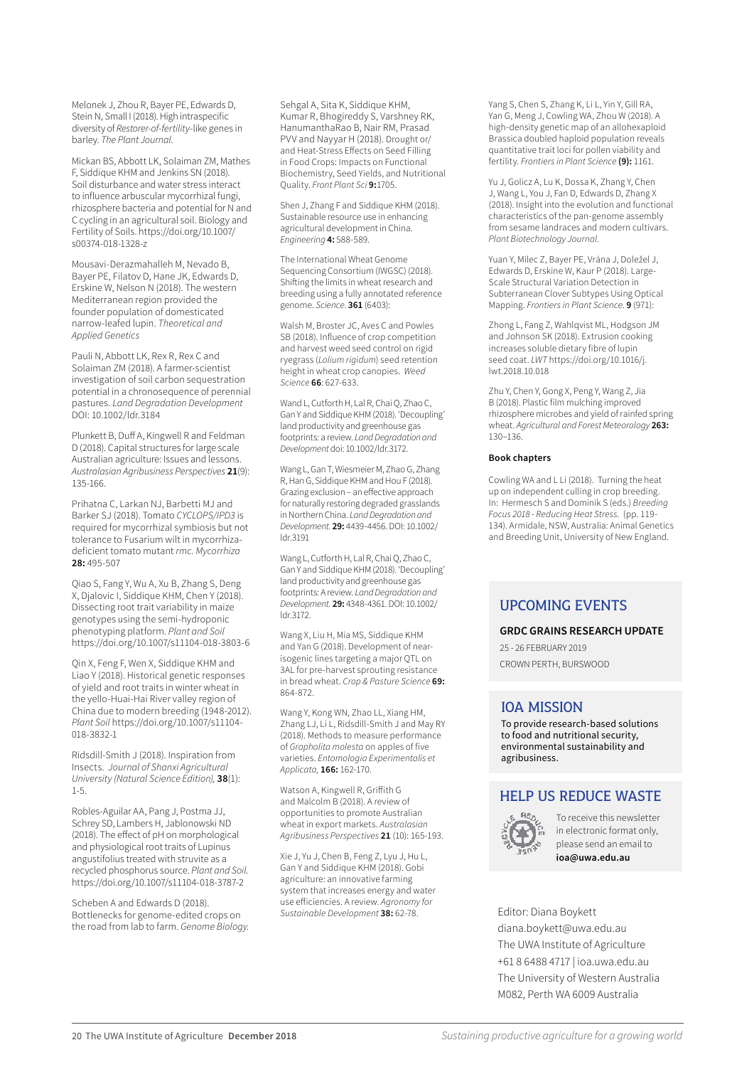Melonek J, Zhou R, Bayer PE, Edwards D, Stein N, Small I (2018). High intraspecific diversity of *Restorer-of-fertility*-like genes in barley. *The Plant Journal*.

Mickan BS, Abbott LK, Solaiman ZM, Mathes F, Siddique KHM and Jenkins SN (2018). Soil disturbance and water stress interact to influence arbuscular mycorrhizal fungi, rhizosphere bacteria and potential for N and C cycling in an agricultural soil. Biology and Fertility of Soils. https://doi.org/10.1007/s00374-018-1328-z

Mousavi-Derazmahalleh M, Nevado B, Bayer PE, Filatov D, Hane JK, Edwards D, Erskine W, Nelson N (2018). The western Mediterranean region provided the founder population of domesticated narrow-leafed lupin. *Theoretical and Applied Genetics*

Pauli N, Abbott LK, Rex R, Rex C and Solaiman ZM (2018). A farmer-scientist investigation of soil carbon sequestration potential in a chronosequence of perennial pastures. *Land Degradation Development* DOI: 10.1002/ldr.3184

Plunkett B, Duff A, Kingwell R and Feldman D (2018). Capital structures for large scale Australian agriculture: Issues and lessons. *Australasian Agribusiness Perspectives* **21**(9): 135-166.

Prihatna C, Larkan NJ, Barbetti MJ and Barker SJ (2018). Tomato *CYCLOPS/IPD3* is required for mycorrhizal symbiosis but not tolerance to Fusarium wilt in mycorrhiza-deficient tomato mutant *rmc. Mycorrhiza* **28:** 495-507

Qiao S, Fang Y, Wu A, Xu B, Zhang S, Deng X, Djalovic I, Siddique KHM, Chen Y (2018). Dissecting root trait variability in maize genotypes using the semi-hydroponic phenotyping platform. *Plant and Soil* https://doi.org/10.1007/s11104-018-3803-6

Qin X, Feng F, Wen X, Siddique KHM and Liao Y (2018). Historical genetic responses of yield and root traits in winter wheat in the yello-Huai-Hai River valley region of China due to modern breeding (1948-2012). *Plant Soil* https://doi.org/10.1007/s11104-018-3832-1

Ridsdill-Smith J (2018). Inspiration from Insects. *Journal of Shanxi Agricultural University (Natural Science Edition),* **38**(1): 1-5.

Robles-Aguilar AA, Pang J, Postma JJ, Schrey SD, Lambers H, Jablonowski ND (2018). The effect of pH on morphological and physiological root traits of Lupinus angustifolius treated with struvite as a recycled phosphorus source. *Plant and Soil.* https://doi.org/10.1007/s11104-018-3787-2

Scheben A and Edwards D (2018). Bottlenecks for genome-edited crops on the road from lab to farm. *Genome Biology.*

Sehgal A, Sita K, Siddique KHM, Kumar R, Bhogireddy S, Varshney RK, HanumanthaRao B, Nair RM, Prasad PVV and Nayyar H (2018). Drought or/and Heat-Stress Effects on Seed Filling in Food Crops: Impacts on Functional Biochemistry, Seed Yields, and Nutritional Quality. *Front Plant Sci* **9:**1705.

Shen J, Zhang F and Siddique KHM (2018). Sustainable resource use in enhancing agricultural development in China. *Engineering* **4:** 588-589.

The International Wheat Genome Sequencing Consortium (IWGSC) (2018). Shifting the limits in wheat research and breeding using a fully annotated reference genome. *Science.* **361** (6403):

Walsh M, Broster JC, Aves C and Powles SB (2018). Influence of crop competition and harvest weed seed control on rigid ryegrass (*Lolium rigidum*) seed retention height in wheat crop canopies. *Weed Science* **66**: 627-633.

Wand L, Cutforth H, Lal R, Chai Q, Zhao C, Gan Y and Siddique KHM (2018). 'Decoupling' land productivity and greenhouse gas footprints: a review. *Land Degradation and Development* doi: 10.1002/ldr.3172.

Wang L, Gan T, Wiesmeier M, Zhao G, Zhang R, Han G, Siddique KHM and Hou F (2018). Grazing exclusion – an effective approach for naturally restoring degraded grasslands in Northern China. *Land Degradation and Development.* **29:** 4439-4456. DOI: 10.1002/ldr.3191

Wang L, Cutforth H, Lal R, Chai Q, Zhao C, Gan Y and Siddique KHM (2018). 'Decoupling' land productivity and greenhouse gas footprints: A review. *Land Degradation and Development.* **29:** 4348-4361. DOI: 10.1002/ldr.3172.

Wang X, Liu H, Mia MS, Siddique KHM and Yan G (2018). Development of near-isogenic lines targeting a major QTL on 3AL for pre-harvest sprouting resistance in bread wheat. *Crop & Pasture Science* **69:** 864-872.

Wang Y, Kong WN, Zhao LL, Xiang HM, Zhang LJ, Li L, Ridsdill-Smith J and May RY (2018). Methods to measure performance of *Grapholita molesta* on apples of five varieties. *Entomologia Experimentalis et Applicata,* **166:** 162-170.

Watson A, Kingwell R, Griffith G and Malcolm B (2018). A review of opportunities to promote Australian wheat in export markets. *Australasian Agribusiness Perspectives* **21** (10): 165-193.

Xie J, Yu J, Chen B, Feng Z, Lyu J, Hu L, Gan Y and Siddique KHM (2018). Gobi agriculture: an innovative farming system that increases energy and water use efficiencies. A review. *Agronomy for Sustainable Development* **38:** 62-78.

Yang S, Chen S, Zhang K, Li L, Yin Y, Gill RA, Yan G, Meng J, Cowling WA, Zhou W (2018). A high-density genetic map of an allohexaploid Brassica doubled haploid population reveals quantitative trait loci for pollen viability and fertility. *Frontiers in Plant Science* **(9):** 1161.

Yu J, Golicz A, Lu K, Dossa K, Zhang Y, Chen J, Wang L, You J, Fan D, Edwards D, Zhang X (2018). Insight into the evolution and functional characteristics of the pan-genome assembly from sesame landraces and modern cultivars. *Plant Biotechnology Journal*.

Yuan Y, Milec Z, Bayer PE, Vrána J, Doležel J, Edwards D, Erskine W, Kaur P (2018). Large-Scale Structural Variation Detection in Subterranean Clover Subtypes Using Optical Mapping. *Frontiers in Plant Science.* **9** (971):

Zhong L, Fang Z, Wahlqvist ML, Hodgson JM and Johnson SK (2018). Extrusion cooking increases soluble dietary fibre of lupin seed coat. *LWT* https://doi.org/10.1016/j.lwt.2018.10.018

Zhu Y, Chen Y, Gong X, Peng Y, Wang Z, Jia B (2018). Plastic film mulching improved rhizosphere microbes and yield of rainfed spring wheat. *Agricultural and Forest Meteorology* **263:** 130–136.

### Book chapters

Cowling WA and L Li (2018). Turning the heat up on independent culling in crop breeding. In: Hermesch S and Dominik S (eds.) *Breeding Focus 2018 - Reducing Heat Stress.* (pp. 119-134). Armidale, NSW, Australia: Animal Genetics and Breeding Unit, University of New England.

## UPCOMING EVENTS

**GRDC GRAINS RESEARCH UPDATE**

25 - 26 FEBRUARY 2019

CROWN PERTH, BURSWOOD

## IOA MISSION

To provide research-based solutions to food and nutritional security, environmental sustainability and agribusiness.

## HELP US REDUCE WASTE

To receive this newsletter in electronic format only, please send an email to **ioa@uwa.edu.au**

Editor: Diana Boykett
diana.boykett@uwa.edu.au
The UWA Institute of Agriculture
+61 8 6488 4717 | ioa.uwa.edu.au
The University of Western Australia
M082, Perth WA 6009 Australia